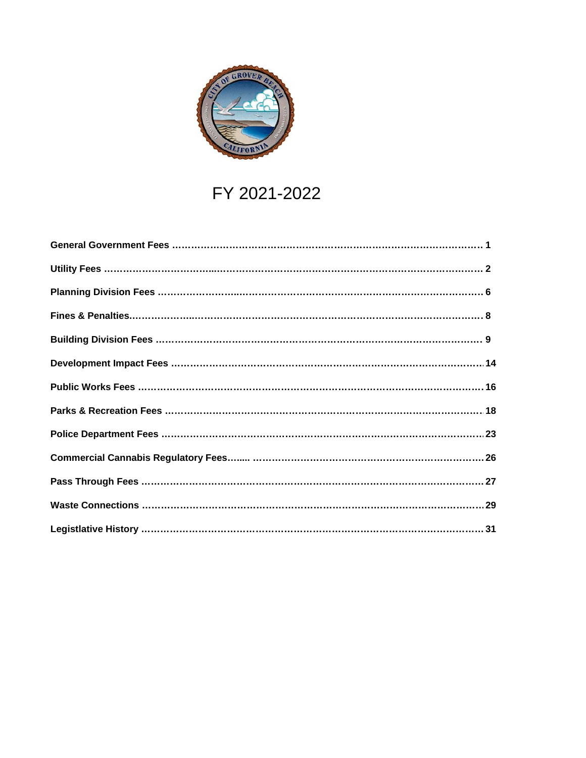# FY 2021-2022

| | |
|---|---|
| **General Government Fees** | **1** |
| **Utility Fees** | **2** |
| **Planning Division Fees** | **6** |
| **Fines & Penalties** | **8** |
| **Building Division Fees** | **9** |
| **Development Impact Fees** | **14** |
| **Public Works Fees** | **16** |
| **Parks & Recreation Fees** | **18** |
| **Police Department Fees** | **23** |
| **Commercial Cannabis Regulatory Fees** | **26** |
| **Pass Through Fees** | **27** |
| **Waste Connections** | **29** |
| **Legistlative History** | **31** |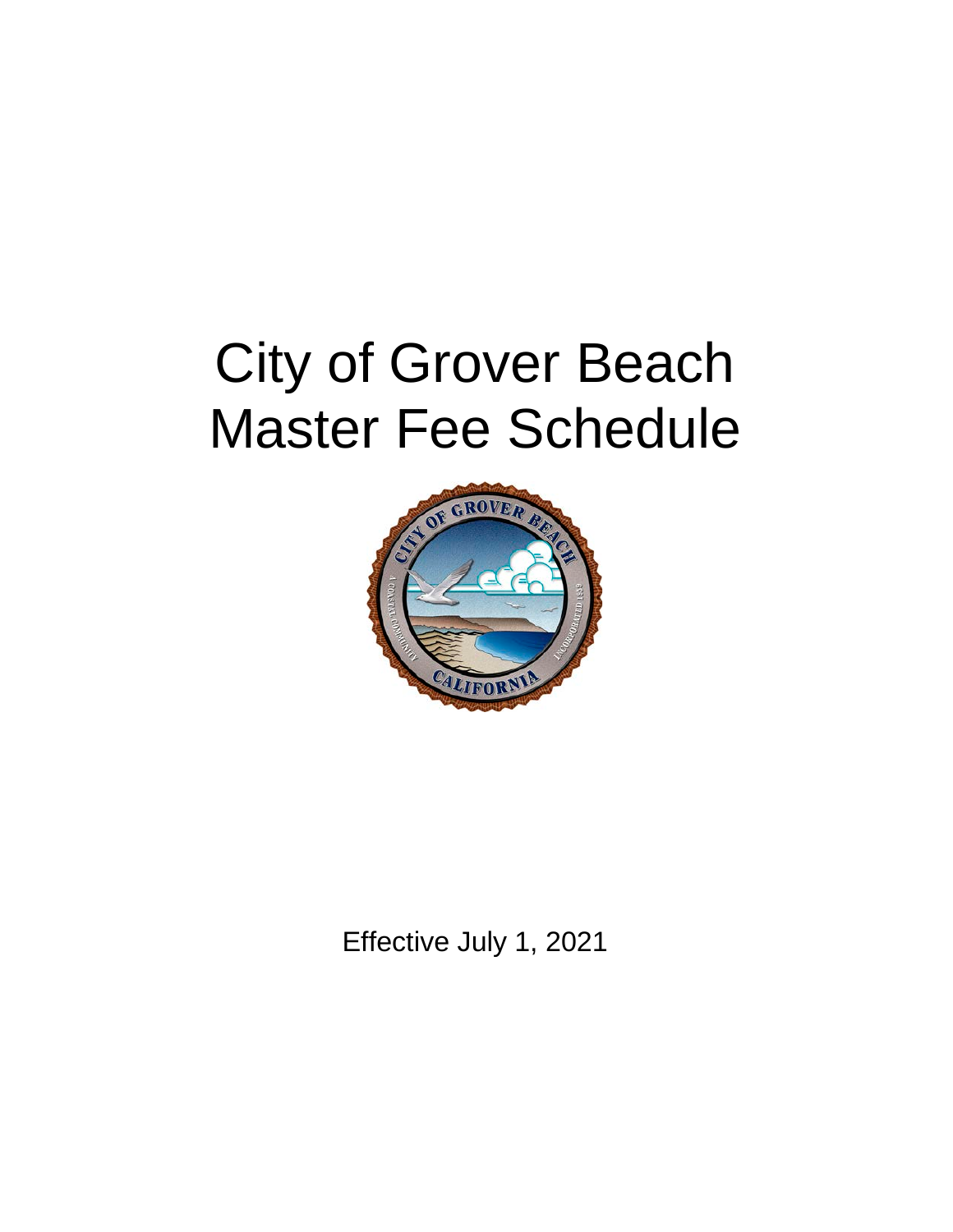# City of Grover Beach Master Fee Schedule

Effective July 1, 2021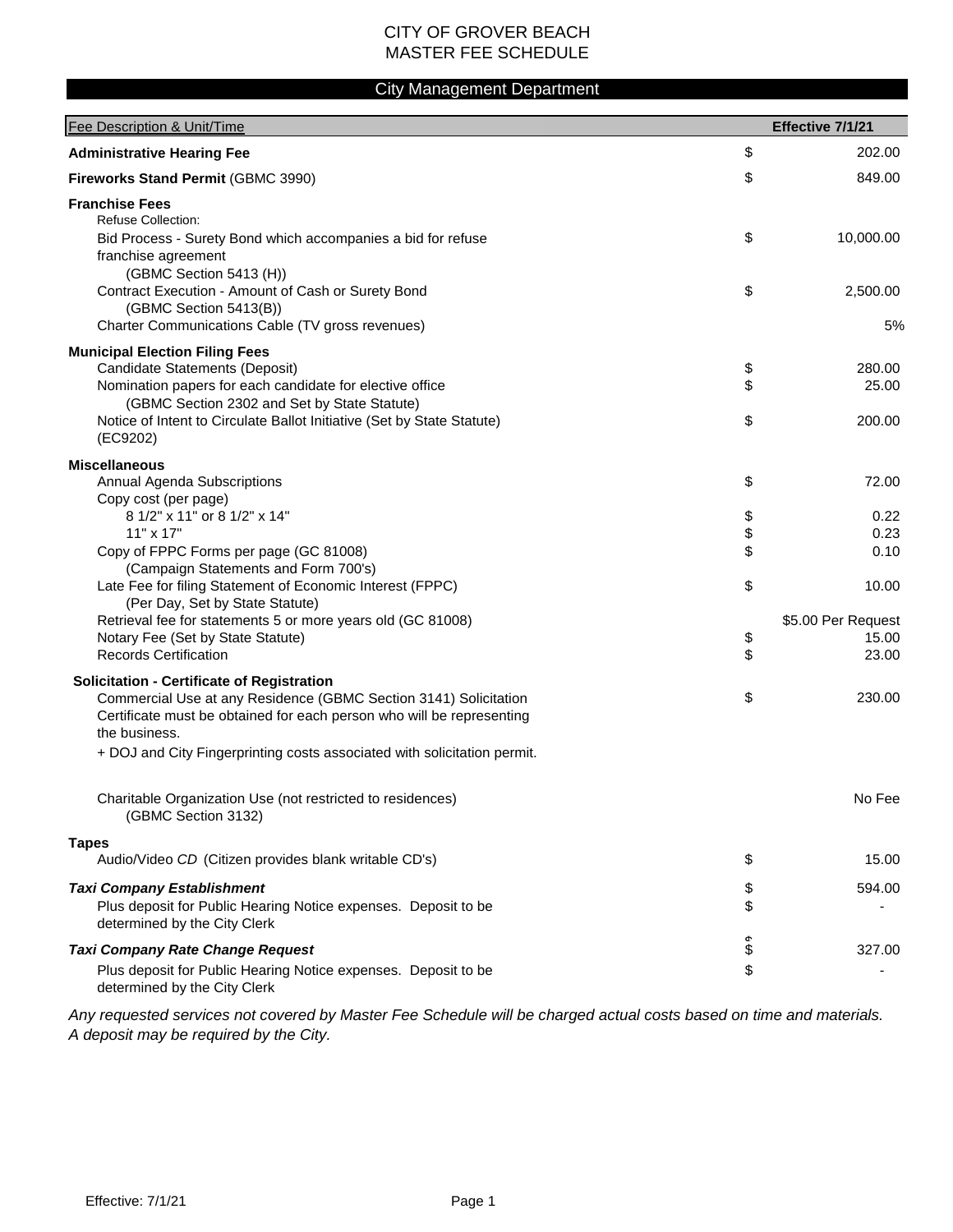# CITY OF GROVER BEACH
# MASTER FEE SCHEDULE

## City Management Department

| Fee Description & Unit/Time | | Effective 7/1/21 |
|---|---|---|
| **Administrative Hearing Fee** | $ | 202.00 |
| **Fireworks Stand Permit** (GBMC 3990) | $ | 849.00 |
| **Franchise Fees** | | |
| Refuse Collection: | | |
| Bid Process - Surety Bond which accompanies a bid for refuse franchise agreement (GBMC Section 5413 (H)) | $ | 10,000.00 |
| Contract Execution - Amount of Cash or Surety Bond (GBMC Section 5413(B)) | $ | 2,500.00 |
| Charter Communications Cable (TV gross revenues) | | 5% |
| **Municipal Election Filing Fees** | | |
| Candidate Statements (Deposit) | $ | 280.00 |
| Nomination papers for each candidate for elective office (GBMC Section 2302 and Set by State Statute) | $ | 25.00 |
| Notice of Intent to Circulate Ballot Initiative (Set by State Statute) (EC9202) | $ | 200.00 |
| **Miscellaneous** | | |
| Annual Agenda Subscriptions | $ | 72.00 |
| Copy cost (per page) | | |
| 8 1/2" x 11" or 8 1/2" x 14" | $ | 0.22 |
| 11" x 17" | $ | 0.23 |
| Copy of FPPC Forms per page (GC 81008) (Campaign Statements and Form 700's) | $ | 0.10 |
| Late Fee for filing Statement of Economic Interest (FPPC) (Per Day, Set by State Statute) | $ | 10.00 |
| Retrieval fee for statements 5 or more years old (GC 81008) | | $5.00 Per Request |
| Notary Fee (Set by State Statute) | $ | 15.00 |
| Records Certification | $ | 23.00 |
| **Solicitation - Certificate of Registration** | | |
| Commercial Use at any Residence (GBMC Section 3141) Solicitation Certificate must be obtained for each person who will be representing the business. + DOJ and City Fingerprinting costs associated with solicitation permit. | $ | 230.00 |
| Charitable Organization Use (not restricted to residences) (GBMC Section 3132) | | No Fee |
| **Tapes** | | |
| Audio/Video *CD* (Citizen provides blank writable CD's) | $ | 15.00 |
| ***Taxi Company Establishment*** | $ | 594.00 |
| Plus deposit for Public Hearing Notice expenses. Deposit to be determined by the City Clerk | $ | - |
| ***Taxi Company Rate Change Request*** | $ | 327.00 |
| Plus deposit for Public Hearing Notice expenses. Deposit to be determined by the City Clerk | $ | - |

*Any requested services not covered by Master Fee Schedule will be charged actual costs based on time and materials. A deposit may be required by the City.*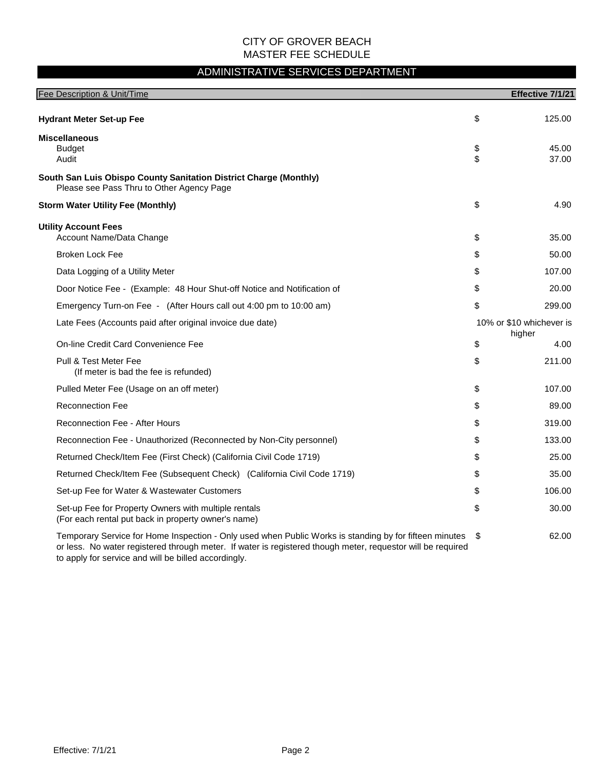CITY OF GROVER BEACH
MASTER FEE SCHEDULE

## ADMINISTRATIVE SERVICES DEPARTMENT

| Fee Description & Unit/Time | | Effective 7/1/21 |
|---|---|---|
| **Hydrant Meter Set-up Fee** | $ | 125.00 |
| **Miscellaneous** | | |
| Budget | $ | 45.00 |
| Audit | $ | 37.00 |
| **South San Luis Obispo County Sanitation District Charge (Monthly)** Please see Pass Thru to Other Agency Page | | |
| **Storm Water Utility Fee (Monthly)** | $ | 4.90 |
| **Utility Account Fees** | | |
| Account Name/Data Change | $ | 35.00 |
| Broken Lock Fee | $ | 50.00 |
| Data Logging of a Utility Meter | $ | 107.00 |
| Door Notice Fee - (Example: 48 Hour Shut-off Notice and Notification of | $ | 20.00 |
| Emergency Turn-on Fee - (After Hours call out 4:00 pm to 10:00 am) | $ | 299.00 |
| Late Fees (Accounts paid after original invoice due date) | | 10% or $10 whichever is higher |
| On-line Credit Card Convenience Fee | $ | 4.00 |
| Pull & Test Meter Fee (If meter is bad the fee is refunded) | $ | 211.00 |
| Pulled Meter Fee (Usage on an off meter) | $ | 107.00 |
| Reconnection Fee | $ | 89.00 |
| Reconnection Fee - After Hours | $ | 319.00 |
| Reconnection Fee - Unauthorized (Reconnected by Non-City personnel) | $ | 133.00 |
| Returned Check/Item Fee (First Check) (California Civil Code 1719) | $ | 25.00 |
| Returned Check/Item Fee (Subsequent Check) (California Civil Code 1719) | $ | 35.00 |
| Set-up Fee for Water & Wastewater Customers | $ | 106.00 |
| Set-up Fee for Property Owners with multiple rentals (For each rental put back in property owner's name) | $ | 30.00 |
| Temporary Service for Home Inspection - Only used when Public Works is standing by for fifteen minutes or less. No water registered through meter. If water is registered though meter, requestor will be required to apply for service and will be billed accordingly. | $ | 62.00 |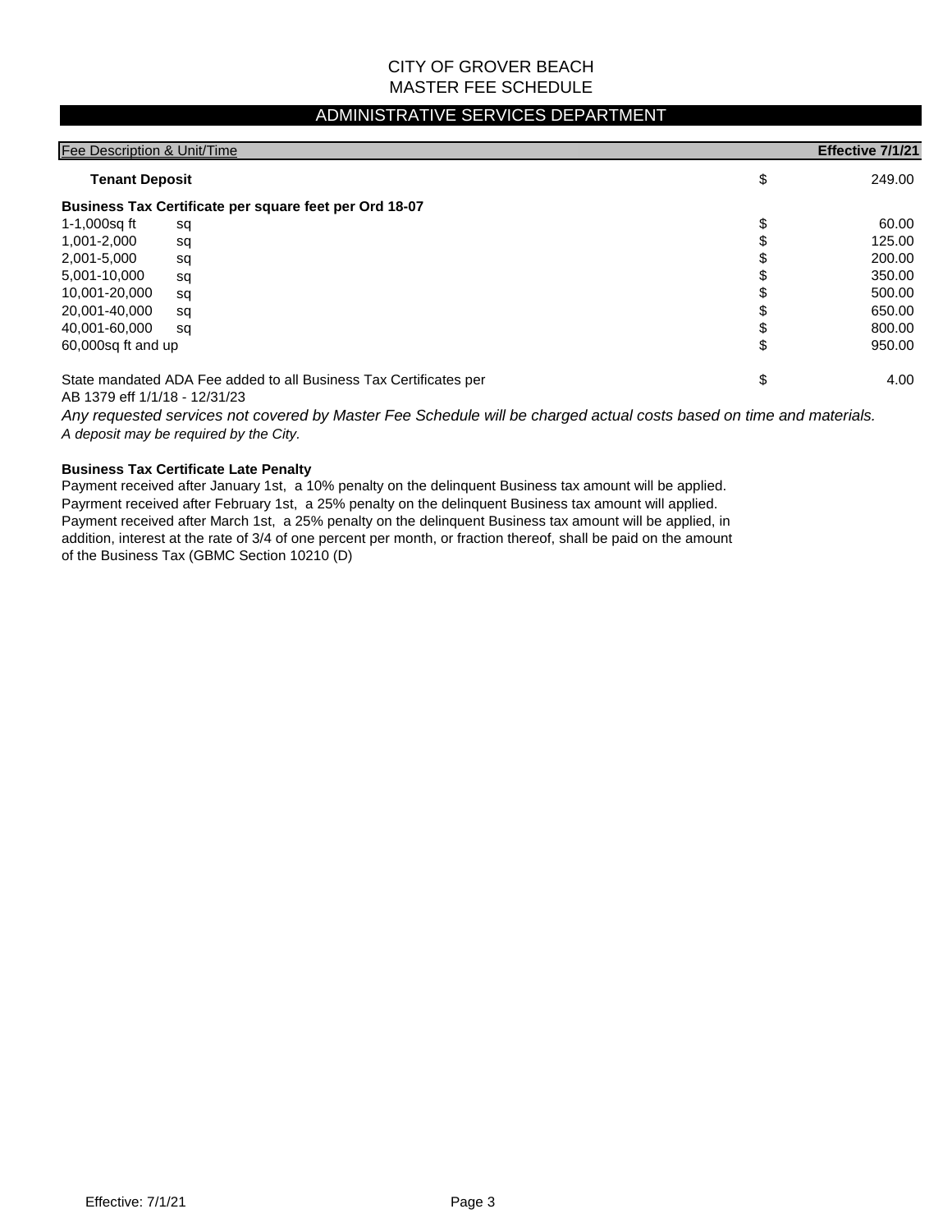# CITY OF GROVER BEACH
# MASTER FEE SCHEDULE

## ADMINISTRATIVE SERVICES DEPARTMENT

| Fee Description & Unit/Time | | | Effective 7/1/21 |
|---|---|---|---|
| **Tenant Deposit** | | $ | 249.00 |
| **Business Tax Certificate per square feet per Ord 18-07** | | | |
| 1-1,000sq ft | sq | $ | 60.00 |
| 1,001-2,000 | sq | $ | 125.00 |
| 2,001-5,000 | sq | $ | 200.00 |
| 5,001-10,000 | sq | $ | 350.00 |
| 10,001-20,000 | sq | $ | 500.00 |
| 20,001-40,000 | sq | $ | 650.00 |
| 40,001-60,000 | sq | $ | 800.00 |
| 60,000sq ft and up | | $ | 950.00 |
| State mandated ADA Fee added to all Business Tax Certificates per AB 1379 eff 1/1/18 - 12/31/23 | | $ | 4.00 |

*Any requested services not covered by Master Fee Schedule will be charged actual costs based on time and materials.*
*A deposit may be required by the City.*

**Business Tax Certificate Late Penalty**

Payment received after January 1st, a 10% penalty on the delinquent Business tax amount will be applied.
Payrment received after February 1st, a 25% penalty on the delinquent Business tax amount will applied.
Payment received after March 1st, a 25% penalty on the delinquent Business tax amount will be applied, in addition, interest at the rate of 3/4 of one percent per month, or fraction thereof, shall be paid on the amount of the Business Tax (GBMC Section 10210 (D)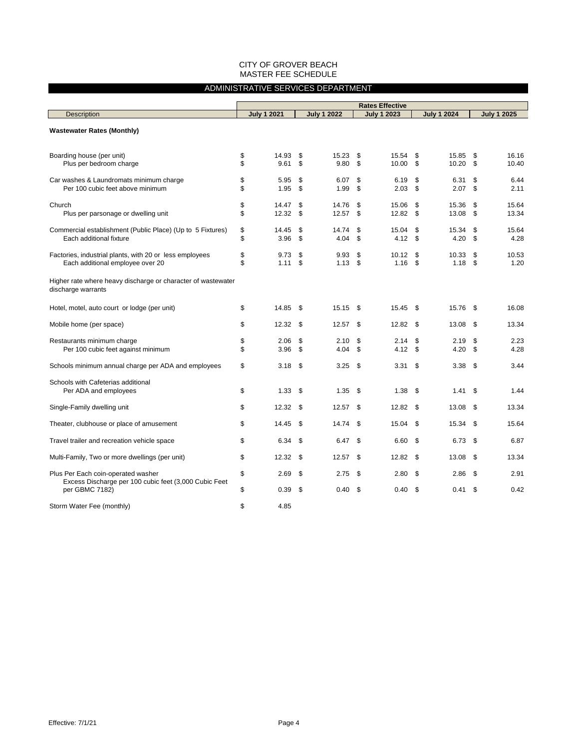CITY OF GROVER BEACH
MASTER FEE SCHEDULE

## ADMINISTRATIVE SERVICES DEPARTMENT

| Description | Rates Effective July 1 2021 | July 1 2022 | July 1 2023 | July 1 2024 | July 1 2025 |
|---|---|---|---|---|---|
| **Wastewater Rates (Monthly)** | | | | | |
| Boarding house (per unit) | $ 14.93 | $ 15.23 | $ 15.54 | $ 15.85 | $ 16.16 |
| Plus per bedroom charge | $ 9.61 | $ 9.80 | $ 10.00 | $ 10.20 | $ 10.40 |
| Car washes & Laundromats minimum charge | $ 5.95 | $ 6.07 | $ 6.19 | $ 6.31 | $ 6.44 |
| Per 100 cubic feet above minimum | $ 1.95 | $ 1.99 | $ 2.03 | $ 2.07 | $ 2.11 |
| Church | $ 14.47 | $ 14.76 | $ 15.06 | $ 15.36 | $ 15.64 |
| Plus per parsonage or dwelling unit | $ 12.32 | $ 12.57 | $ 12.82 | $ 13.08 | $ 13.34 |
| Commercial establishment (Public Place) (Up to 5 Fixtures) | $ 14.45 | $ 14.74 | $ 15.04 | $ 15.34 | $ 15.64 |
| Each additional fixture | $ 3.96 | $ 4.04 | $ 4.12 | $ 4.20 | $ 4.28 |
| Factories, industrial plants, with 20 or less employees | $ 9.73 | $ 9.93 | $ 10.12 | $ 10.33 | $ 10.53 |
| Each additional employee over 20 | $ 1.11 | $ 1.13 | $ 1.16 | $ 1.18 | $ 1.20 |
| Higher rate where heavy discharge or character of wastewater discharge warrants | | | | | |
| Hotel, motel, auto court or lodge (per unit) | $ 14.85 | $ 15.15 | $ 15.45 | $ 15.76 | $ 16.08 |
| Mobile home (per space) | $ 12.32 | $ 12.57 | $ 12.82 | $ 13.08 | $ 13.34 |
| Restaurants minimum charge | $ 2.06 | $ 2.10 | $ 2.14 | $ 2.19 | $ 2.23 |
| Per 100 cubic feet against minimum | $ 3.96 | $ 4.04 | $ 4.12 | $ 4.20 | $ 4.28 |
| Schools minimum annual charge per ADA and employees | $ 3.18 | $ 3.25 | $ 3.31 | $ 3.38 | $ 3.44 |
| Schools with Cafeterias additional Per ADA and employees | $ 1.33 | $ 1.35 | $ 1.38 | $ 1.41 | $ 1.44 |
| Single-Family dwelling unit | $ 12.32 | $ 12.57 | $ 12.82 | $ 13.08 | $ 13.34 |
| Theater, clubhouse or place of amusement | $ 14.45 | $ 14.74 | $ 15.04 | $ 15.34 | $ 15.64 |
| Travel trailer and recreation vehicle space | $ 6.34 | $ 6.47 | $ 6.60 | $ 6.73 | $ 6.87 |
| Multi-Family, Two or more dwellings (per unit) | $ 12.32 | $ 12.57 | $ 12.82 | $ 13.08 | $ 13.34 |
| Plus Per Each coin-operated washer | $ 2.69 | $ 2.75 | $ 2.80 | $ 2.86 | $ 2.91 |
| Excess Discharge per 100 cubic feet (3,000 Cubic Feet per GBMC 7182) | $ 0.39 | $ 0.40 | $ 0.40 | $ 0.41 | $ 0.42 |
| Storm Water Fee (monthly) | $ 4.85 | | | | |

Effective: 7/1/21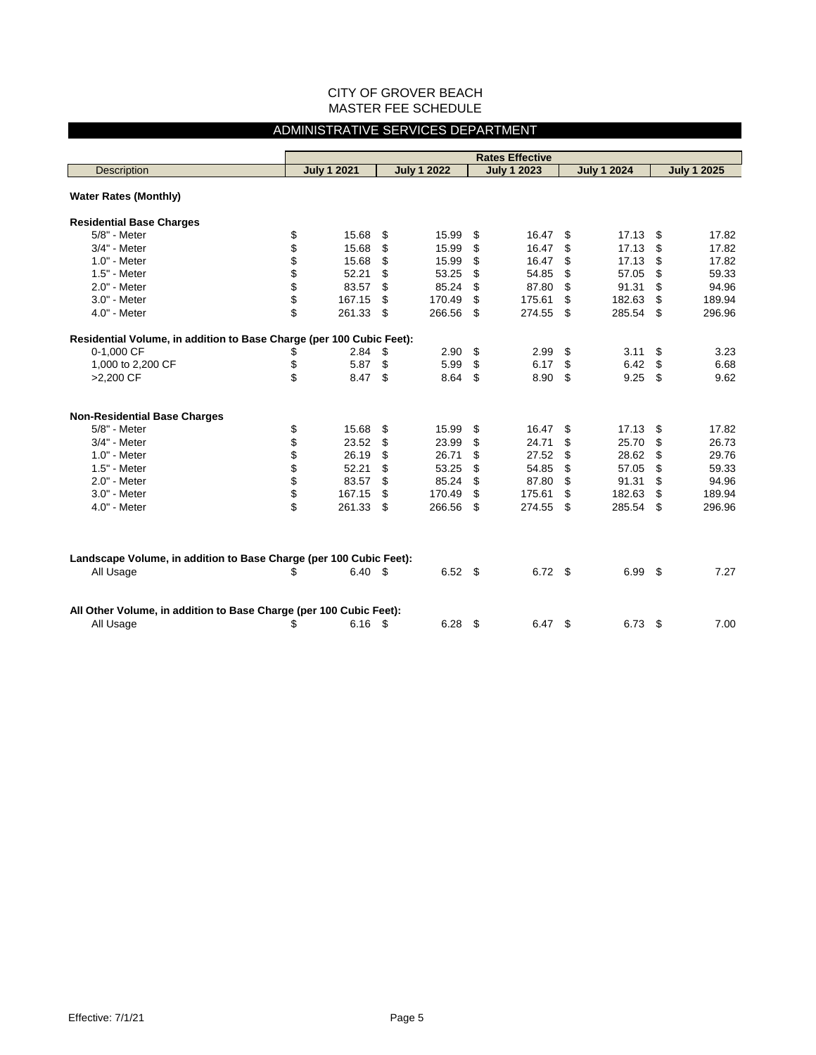CITY OF GROVER BEACH
MASTER FEE SCHEDULE

## ADMINISTRATIVE SERVICES DEPARTMENT

| Description | Rates Effective July 1 2021 | July 1 2022 | July 1 2023 | July 1 2024 | July 1 2025 |
|---|---|---|---|---|---|
| **Water Rates (Monthly)** | | | | | |
| **Residential Base Charges** | | | | | |
| 5/8" - Meter | $ 15.68 | $ 15.99 | $ 16.47 | $ 17.13 | $ 17.82 |
| 3/4" - Meter | $ 15.68 | $ 15.99 | $ 16.47 | $ 17.13 | $ 17.82 |
| 1.0" - Meter | $ 15.68 | $ 15.99 | $ 16.47 | $ 17.13 | $ 17.82 |
| 1.5" - Meter | $ 52.21 | $ 53.25 | $ 54.85 | $ 57.05 | $ 59.33 |
| 2.0" - Meter | $ 83.57 | $ 85.24 | $ 87.80 | $ 91.31 | $ 94.96 |
| 3.0" - Meter | $ 167.15 | $ 170.49 | $ 175.61 | $ 182.63 | $ 189.94 |
| 4.0" - Meter | $ 261.33 | $ 266.56 | $ 274.55 | $ 285.54 | $ 296.96 |
| **Residential Volume, in addition to Base Charge (per 100 Cubic Feet):** | | | | | |
| 0-1,000 CF | $ 2.84 | $ 2.90 | $ 2.99 | $ 3.11 | $ 3.23 |
| 1,000 to 2,200 CF | $ 5.87 | $ 5.99 | $ 6.17 | $ 6.42 | $ 6.68 |
| >2,200 CF | $ 8.47 | $ 8.64 | $ 8.90 | $ 9.25 | $ 9.62 |
| **Non-Residential Base Charges** | | | | | |
| 5/8" - Meter | $ 15.68 | $ 15.99 | $ 16.47 | $ 17.13 | $ 17.82 |
| 3/4" - Meter | $ 23.52 | $ 23.99 | $ 24.71 | $ 25.70 | $ 26.73 |
| 1.0" - Meter | $ 26.19 | $ 26.71 | $ 27.52 | $ 28.62 | $ 29.76 |
| 1.5" - Meter | $ 52.21 | $ 53.25 | $ 54.85 | $ 57.05 | $ 59.33 |
| 2.0" - Meter | $ 83.57 | $ 85.24 | $ 87.80 | $ 91.31 | $ 94.96 |
| 3.0" - Meter | $ 167.15 | $ 170.49 | $ 175.61 | $ 182.63 | $ 189.94 |
| 4.0" - Meter | $ 261.33 | $ 266.56 | $ 274.55 | $ 285.54 | $ 296.96 |
| **Landscape Volume, in addition to Base Charge (per 100 Cubic Feet):** | | | | | |
| All Usage | $ 6.40 | $ 6.52 | $ 6.72 | $ 6.99 | $ 7.27 |
| **All Other Volume, in addition to Base Charge (per 100 Cubic Feet):** | | | | | |
| All Usage | $ 6.16 | $ 6.28 | $ 6.47 | $ 6.73 | $ 7.00 |

Effective: 7/1/21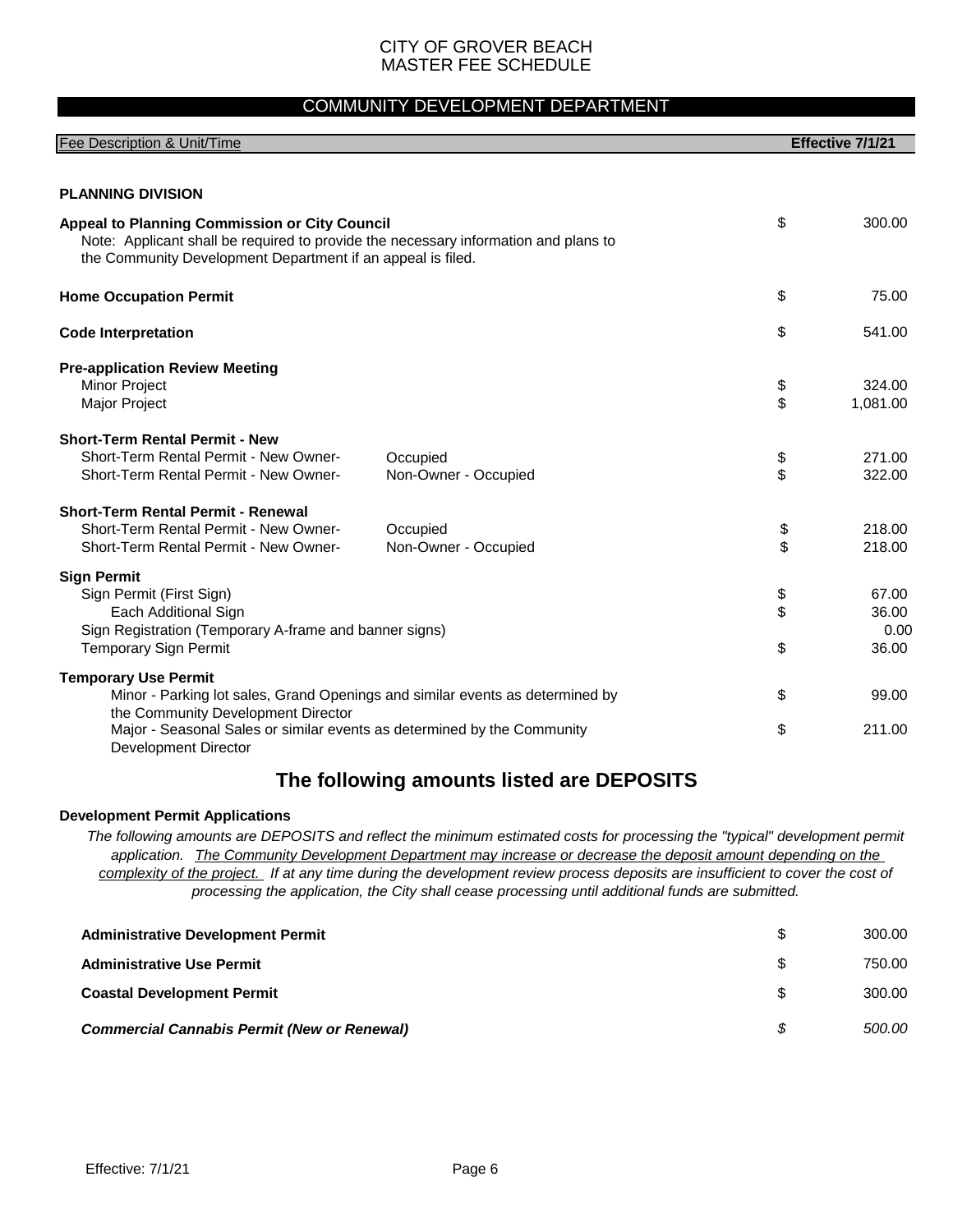CITY OF GROVER BEACH
MASTER FEE SCHEDULE

## COMMUNITY DEVELOPMENT DEPARTMENT

| Fee Description & Unit/Time | | Effective 7/1/21 |
|---|---|---|
| **PLANNING DIVISION** | | |
| **Appeal to Planning Commission or City Council**<br>Note: Applicant shall be required to provide the necessary information and plans to the Community Development Department if an appeal is filed. | | $ 300.00 |
| **Home Occupation Permit** | | $ 75.00 |
| **Code Interpretation** | | $ 541.00 |
| **Pre-application Review Meeting** | | |
| Minor Project | | $ 324.00 |
| Major Project | | $ 1,081.00 |
| **Short-Term Rental Permit - New** | | |
| Short-Term Rental Permit - New Owner- | Occupied | $ 271.00 |
| Short-Term Rental Permit - New Owner- | Non-Owner - Occupied | $ 322.00 |
| **Short-Term Rental Permit - Renewal** | | |
| Short-Term Rental Permit - New Owner- | Occupied | $ 218.00 |
| Short-Term Rental Permit - New Owner- | Non-Owner - Occupied | $ 218.00 |
| **Sign Permit** | | |
| Sign Permit (First Sign) | | $ 67.00 |
| Each Additional Sign | | $ 36.00 |
| Sign Registration (Temporary A-frame and banner signs) | | 0.00 |
| Temporary Sign Permit | | $ 36.00 |
| **Temporary Use Permit** | | |
| Minor - Parking lot sales, Grand Openings and similar events as determined by the Community Development Director | | $ 99.00 |
| Major - Seasonal Sales or similar events as determined by the Community Development Director | | $ 211.00 |

## The following amounts listed are DEPOSITS

**Development Permit Applications**

*The following amounts are DEPOSITS and reflect the minimum estimated costs for processing the "typical" development permit application. The Community Development Department may increase or decrease the deposit amount depending on the complexity of the project. If at any time during the development review process deposits are insufficient to cover the cost of processing the application, the City shall cease processing until additional funds are submitted.*

| Fee Description | Amount |
|---|---|
| **Administrative Development Permit** | $ 300.00 |
| **Administrative Use Permit** | $ 750.00 |
| **Coastal Development Permit** | $ 300.00 |
| ***Commercial Cannabis Permit (New or Renewal)*** | *$ 500.00* |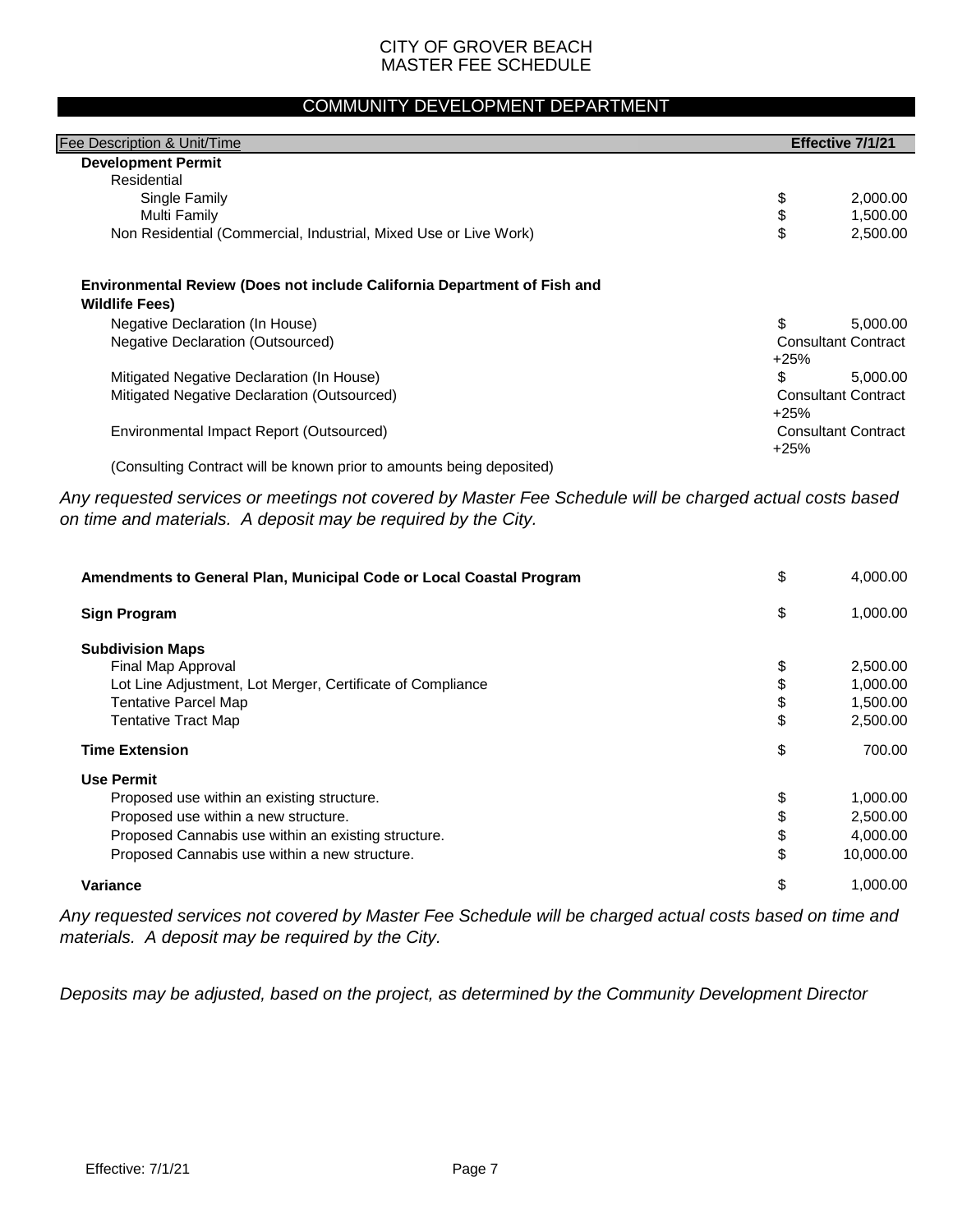CITY OF GROVER BEACH
MASTER FEE SCHEDULE

## COMMUNITY DEVELOPMENT DEPARTMENT

| Fee Description & Unit/Time | Effective 7/1/21 |
|---|---|
| **Development Permit** | |
| Residential | |
| Single Family | $ 2,000.00 |
| Multi Family | $ 1,500.00 |
| Non Residential (Commercial, Industrial, Mixed Use or Live Work) | $ 2,500.00 |
| | |
| **Environmental Review (Does not include California Department of Fish and Wildlife Fees)** | |
| Negative Declaration (In House) | $ 5,000.00 |
| Negative Declaration (Outsourced) | Consultant Contract +25% |
| Mitigated Negative Declaration (In House) | $ 5,000.00 |
| Mitigated Negative Declaration (Outsourced) | Consultant Contract +25% |
| Environmental Impact Report (Outsourced) | Consultant Contract +25% |
| (Consulting Contract will be known prior to amounts being deposited) | |

*Any requested services or meetings not covered by Master Fee Schedule will be charged actual costs based on time and materials. A deposit may be required by the City.*

| Fee Description & Unit/Time | Effective 7/1/21 |
|---|---|
| **Amendments to General Plan, Municipal Code or Local Coastal Program** | $ 4,000.00 |
| **Sign Program** | $ 1,000.00 |
| **Subdivision Maps** | |
| Final Map Approval | $ 2,500.00 |
| Lot Line Adjustment, Lot Merger, Certificate of Compliance | $ 1,000.00 |
| Tentative Parcel Map | $ 1,500.00 |
| Tentative Tract Map | $ 2,500.00 |
| **Time Extension** | $ 700.00 |
| **Use Permit** | |
| Proposed use within an existing structure. | $ 1,000.00 |
| Proposed use within a new structure. | $ 2,500.00 |
| Proposed Cannabis use within an existing structure. | $ 4,000.00 |
| Proposed Cannabis use within a new structure. | $ 10,000.00 |
| **Variance** | $ 1,000.00 |

*Any requested services not covered by Master Fee Schedule will be charged actual costs based on time and materials. A deposit may be required by the City.*

*Deposits may be adjusted, based on the project, as determined by the Community Development Director*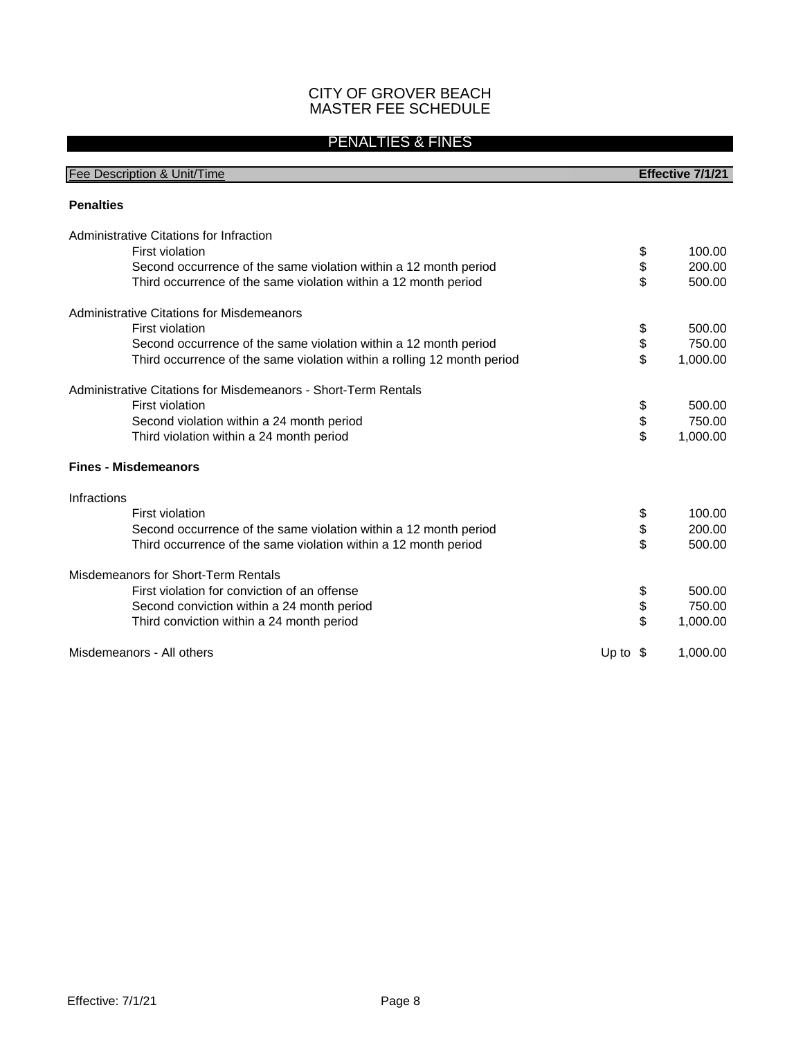# CITY OF GROVER BEACH
# MASTER FEE SCHEDULE

## PENALTIES & FINES

| Fee Description & Unit/Time | | Effective 7/1/21 |
|---|---|---|
| **Penalties** | | |
| Administrative Citations for Infraction | | |
| First violation | $ | 100.00 |
| Second occurrence of the same violation within a 12 month period | $ | 200.00 |
| Third occurrence of the same violation within a 12 month period | $ | 500.00 |
| Administrative Citations for Misdemeanors | | |
| First violation | $ | 500.00 |
| Second occurrence of the same violation within a 12 month period | $ | 750.00 |
| Third occurrence of the same violation within a rolling 12 month period | $ | 1,000.00 |
| Administrative Citations for Misdemeanors - Short-Term Rentals | | |
| First violation | $ | 500.00 |
| Second violation within a 24 month period | $ | 750.00 |
| Third violation within a 24 month period | $ | 1,000.00 |
| **Fines - Misdemeanors** | | |
| Infractions | | |
| First violation | $ | 100.00 |
| Second occurrence of the same violation within a 12 month period | $ | 200.00 |
| Third occurrence of the same violation within a 12 month period | $ | 500.00 |
| Misdemeanors for Short-Term Rentals | | |
| First violation for conviction of an offense | $ | 500.00 |
| Second conviction within a 24 month period | $ | 750.00 |
| Third conviction within a 24 month period | $ | 1,000.00 |
| Misdemeanors - All others | Up to $ | 1,000.00 |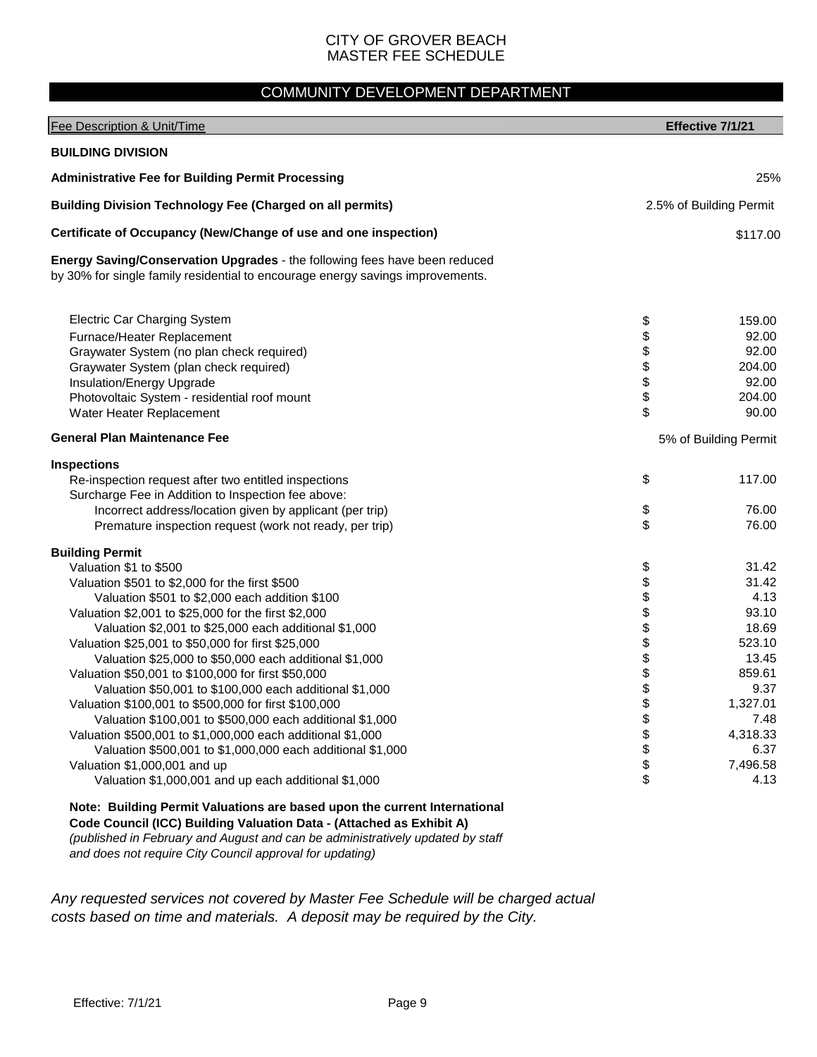# CITY OF GROVER BEACH
# MASTER FEE SCHEDULE

## COMMUNITY DEVELOPMENT DEPARTMENT

| Fee Description & Unit/Time | Effective 7/1/21 |
|---|---|
| **BUILDING DIVISION** | |
| **Administrative Fee for Building Permit Processing** | 25% |
| **Building Division Technology Fee (Charged on all permits)** | 2.5% of Building Permit |
| **Certificate of Occupancy (New/Change of use and one inspection)** | $117.00 |
| **Energy Saving/Conservation Upgrades** - the following fees have been reduced by 30% for single family residential to encourage energy savings improvements. | |
| Electric Car Charging System | $ 159.00 |
| Furnace/Heater Replacement | $ 92.00 |
| Graywater System (no plan check required) | $ 92.00 |
| Graywater System (plan check required) | $ 204.00 |
| Insulation/Energy Upgrade | $ 92.00 |
| Photovoltaic System - residential roof mount | $ 204.00 |
| Water Heater Replacement | $ 90.00 |
| **General Plan Maintenance Fee** | 5% of Building Permit |
| **Inspections** | |
| Re-inspection request after two entitled inspections | $ 117.00 |
| Surcharge Fee in Addition to Inspection fee above: | |
| Incorrect address/location given by applicant (per trip) | $ 76.00 |
| Premature inspection request (work not ready, per trip) | $ 76.00 |
| **Building Permit** | |
| Valuation $1 to $500 | $ 31.42 |
| Valuation $501 to $2,000 for the first $500 | $ 31.42 |
| Valuation $501 to $2,000 each addition $100 | $ 4.13 |
| Valuation $2,001 to $25,000 for the first $2,000 | $ 93.10 |
| Valuation $2,001 to $25,000 each additional $1,000 | $ 18.69 |
| Valuation $25,001 to $50,000 for first $25,000 | $ 523.10 |
| Valuation $25,000 to $50,000 each additional $1,000 | $ 13.45 |
| Valuation $50,001 to $100,000 for first $50,000 | $ 859.61 |
| Valuation $50,001 to $100,000 each additional $1,000 | $ 9.37 |
| Valuation $100,001 to $500,000 for first $100,000 | $ 1,327.01 |
| Valuation $100,001 to $500,000 each additional $1,000 | $ 7.48 |
| Valuation $500,001 to $1,000,000 each additional $1,000 | $ 4,318.33 |
| Valuation $500,001 to $1,000,000 each additional $1,000 | $ 6.37 |
| Valuation $1,000,001 and up | $ 7,496.58 |
| Valuation $1,000,001 and up each additional $1,000 | $ 4.13 |

**Note: Building Permit Valuations are based upon the current International Code Council (ICC) Building Valuation Data - (Attached as Exhibit A)**
*(published in February and August and can be administratively updated by staff and does not require City Council approval for updating)*

*Any requested services not covered by Master Fee Schedule will be charged actual costs based on time and materials. A deposit may be required by the City.*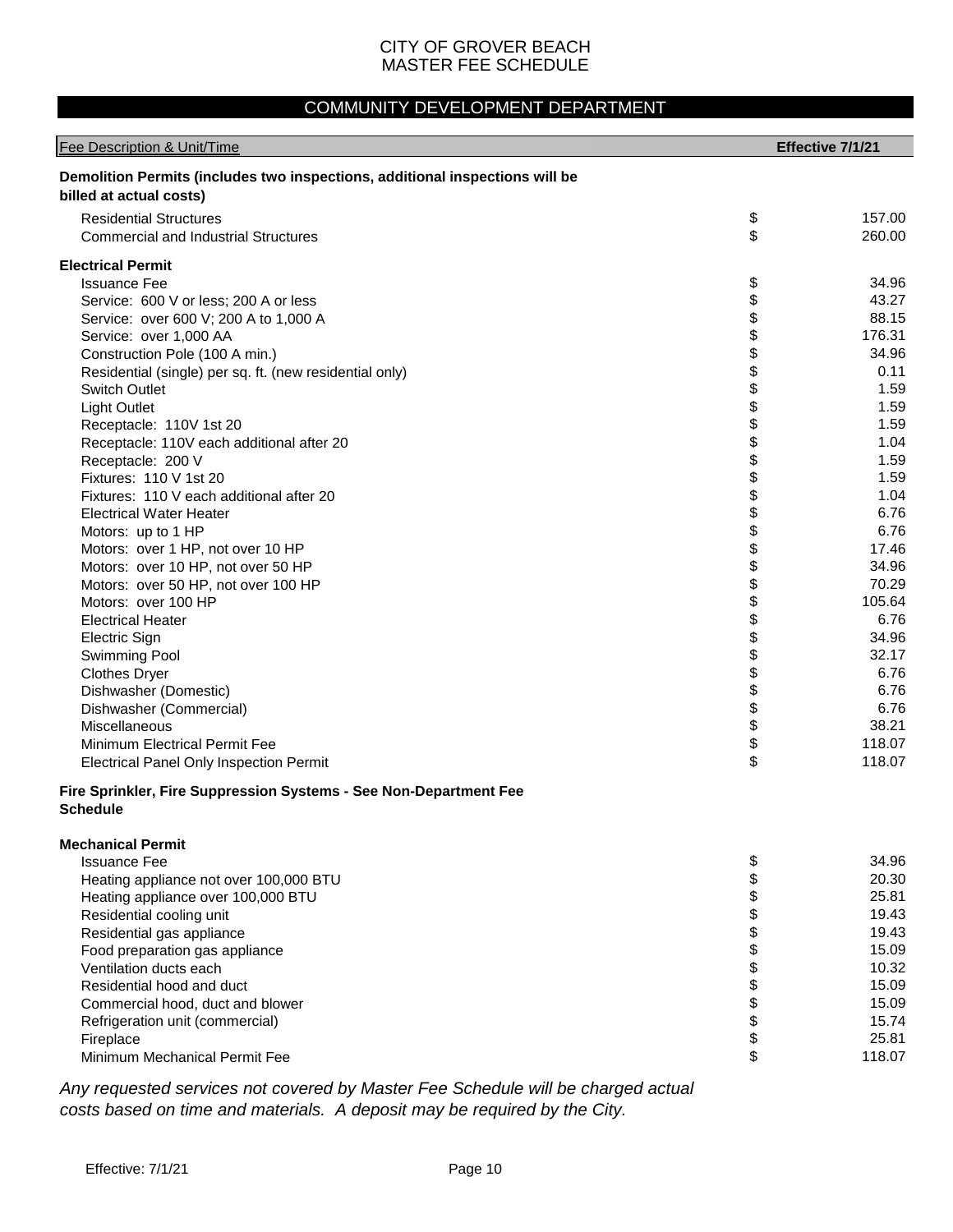CITY OF GROVER BEACH
MASTER FEE SCHEDULE

## COMMUNITY DEVELOPMENT DEPARTMENT

| Fee Description & Unit/Time | Effective 7/1/21 |
|---|---|
| **Demolition Permits (includes two inspections, additional inspections will be billed at actual costs)** | |
| Residential Structures | $ 157.00 |
| Commercial and Industrial Structures | $ 260.00 |
| **Electrical Permit** | |
| Issuance Fee | $ 34.96 |
| Service: 600 V or less; 200 A or less | $ 43.27 |
| Service: over 600 V; 200 A to 1,000 A | $ 88.15 |
| Service: over 1,000 AA | $ 176.31 |
| Construction Pole (100 A min.) | $ 34.96 |
| Residential (single) per sq. ft. (new residential only) | $ 0.11 |
| Switch Outlet | $ 1.59 |
| Light Outlet | $ 1.59 |
| Receptacle: 110V 1st 20 | $ 1.59 |
| Receptacle: 110V each additional after 20 | $ 1.04 |
| Receptacle: 200 V | $ 1.59 |
| Fixtures: 110 V 1st 20 | $ 1.59 |
| Fixtures: 110 V each additional after 20 | $ 1.04 |
| Electrical Water Heater | $ 6.76 |
| Motors: up to 1 HP | $ 6.76 |
| Motors: over 1 HP, not over 10 HP | $ 17.46 |
| Motors: over 10 HP, not over 50 HP | $ 34.96 |
| Motors: over 50 HP, not over 100 HP | $ 70.29 |
| Motors: over 100 HP | $ 105.64 |
| Electrical Heater | $ 6.76 |
| Electric Sign | $ 34.96 |
| Swimming Pool | $ 32.17 |
| Clothes Dryer | $ 6.76 |
| Dishwasher (Domestic) | $ 6.76 |
| Dishwasher (Commercial) | $ 6.76 |
| Miscellaneous | $ 38.21 |
| Minimum Electrical Permit Fee | $ 118.07 |
| Electrical Panel Only Inspection Permit | $ 118.07 |
| **Fire Sprinkler, Fire Suppression Systems - See Non-Department Fee Schedule** | |
| **Mechanical Permit** | |
| Issuance Fee | $ 34.96 |
| Heating appliance not over 100,000 BTU | $ 20.30 |
| Heating appliance over 100,000 BTU | $ 25.81 |
| Residential cooling unit | $ 19.43 |
| Residential gas appliance | $ 19.43 |
| Food preparation gas appliance | $ 15.09 |
| Ventilation ducts each | $ 10.32 |
| Residential hood and duct | $ 15.09 |
| Commercial hood, duct and blower | $ 15.09 |
| Refrigeration unit (commercial) | $ 15.74 |
| Fireplace | $ 25.81 |
| Minimum Mechanical Permit Fee | $ 118.07 |

*Any requested services not covered by Master Fee Schedule will be charged actual costs based on time and materials. A deposit may be required by the City.*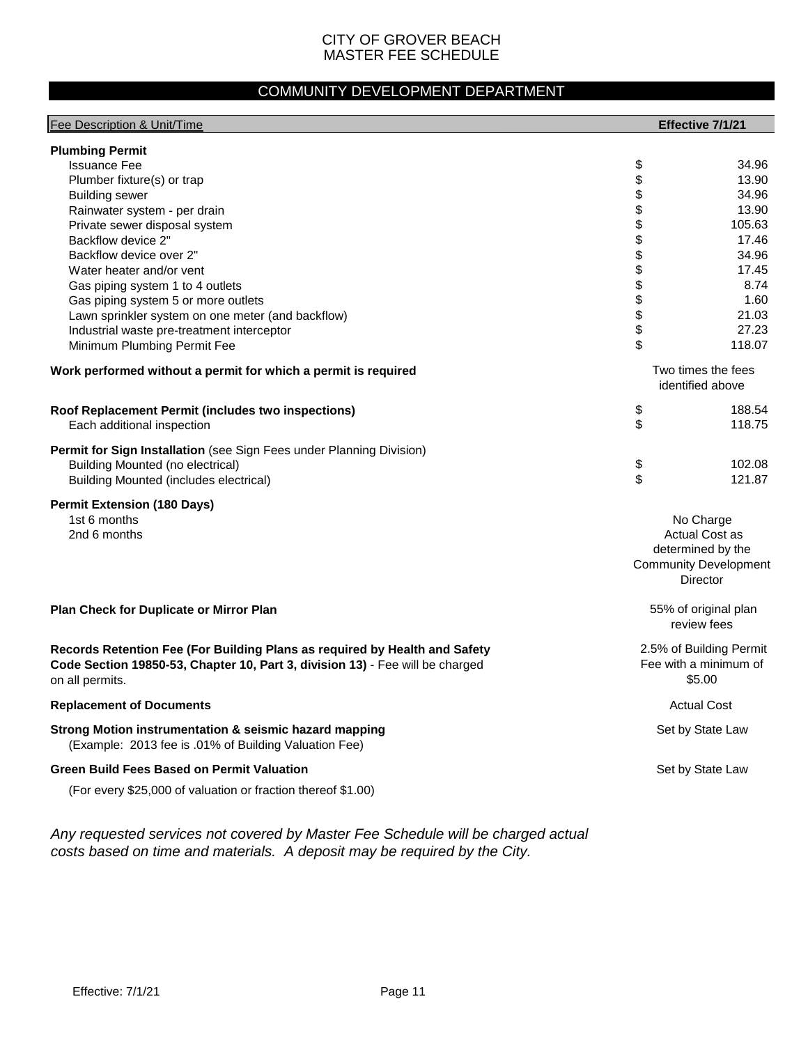CITY OF GROVER BEACH
MASTER FEE SCHEDULE

## COMMUNITY DEVELOPMENT DEPARTMENT

| Fee Description & Unit/Time | Effective 7/1/21 |
|---|---|
| **Plumbing Permit** | |
| Issuance Fee | $ 34.96 |
| Plumber fixture(s) or trap | $ 13.90 |
| Building sewer | $ 34.96 |
| Rainwater system - per drain | $ 13.90 |
| Private sewer disposal system | $ 105.63 |
| Backflow device 2" | $ 17.46 |
| Backflow device over 2" | $ 34.96 |
| Water heater and/or vent | $ 17.45 |
| Gas piping system 1 to 4 outlets | $ 8.74 |
| Gas piping system 5 or more outlets | $ 1.60 |
| Lawn sprinkler system on one meter (and backflow) | $ 21.03 |
| Industrial waste pre-treatment interceptor | $ 27.23 |
| Minimum Plumbing Permit Fee | $ 118.07 |
| **Work performed without a permit for which a permit is required** | Two times the fees identified above |
| **Roof Replacement Permit (includes two inspections)** | $ 188.54 |
| Each additional inspection | $ 118.75 |
| **Permit for Sign Installation** (see Sign Fees under Planning Division) | |
| Building Mounted (no electrical) | $ 102.08 |
| Building Mounted (includes electrical) | $ 121.87 |
| **Permit Extension (180 Days)** | |
| 1st 6 months | No Charge |
| 2nd 6 months | Actual Cost as determined by the Community Development Director |
| **Plan Check for Duplicate or Mirror Plan** | 55% of original plan review fees |
| **Records Retention Fee (For Building Plans as required by Health and Safety Code Section 19850-53, Chapter 10, Part 3, division 13)** - Fee will be charged on all permits. | 2.5% of Building Permit Fee with a minimum of $5.00 |
| **Replacement of Documents** | Actual Cost |
| **Strong Motion instrumentation & seismic hazard mapping** (Example: 2013 fee is .01% of Building Valuation Fee) | Set by State Law |
| **Green Build Fees Based on Permit Valuation** (For every $25,000 of valuation or fraction thereof $1.00) | Set by State Law |

*Any requested services not covered by Master Fee Schedule will be charged actual costs based on time and materials. A deposit may be required by the City.*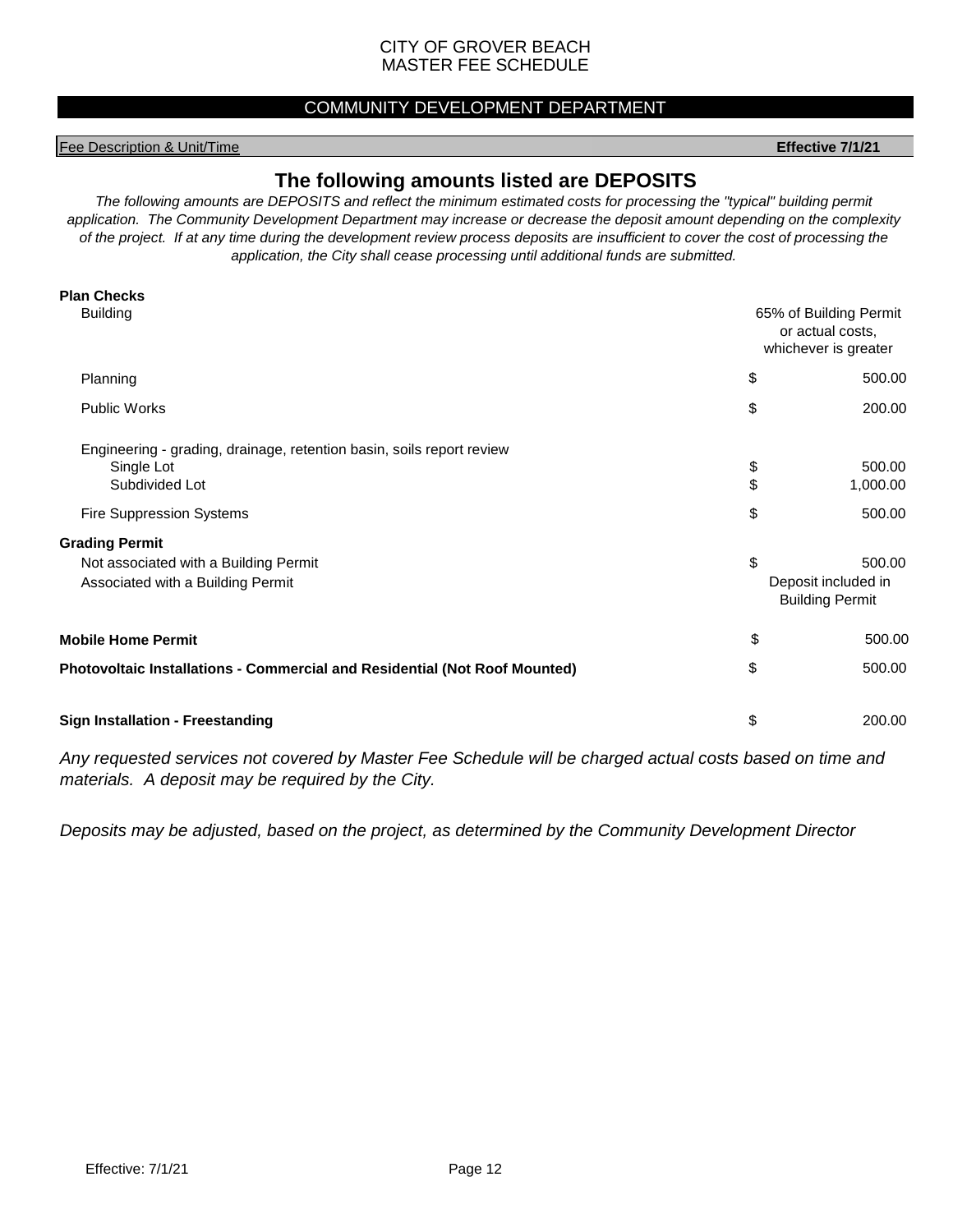CITY OF GROVER BEACH
MASTER FEE SCHEDULE

## COMMUNITY DEVELOPMENT DEPARTMENT

| Fee Description & Unit/Time | Effective 7/1/21 |
|---|---|

## The following amounts listed are DEPOSITS

*The following amounts are DEPOSITS and reflect the minimum estimated costs for processing the "typical" building permit application. The Community Development Department may increase or decrease the deposit amount depending on the complexity of the project. If at any time during the development review process deposits are insufficient to cover the cost of processing the application, the City shall cease processing until additional funds are submitted.*

| Fee Description | Effective 7/1/21 |
|---|---|
| **Plan Checks** | |
| Building | 65% of Building Permit or actual costs, whichever is greater |
| Planning | $ 500.00 |
| Public Works | $ 200.00 |
| Engineering - grading, drainage, retention basin, soils report review | |
| Single Lot | $ 500.00 |
| Subdivided Lot | $ 1,000.00 |
| Fire Suppression Systems | $ 500.00 |
| **Grading Permit** | |
| Not associated with a Building Permit | $ 500.00 |
| Associated with a Building Permit | Deposit included in Building Permit |
| **Mobile Home Permit** | $ 500.00 |
| **Photovoltaic Installations - Commercial and Residential (Not Roof Mounted)** | $ 500.00 |
| **Sign Installation - Freestanding** | $ 200.00 |

*Any requested services not covered by Master Fee Schedule will be charged actual costs based on time and materials. A deposit may be required by the City.*

*Deposits may be adjusted, based on the project, as determined by the Community Development Director*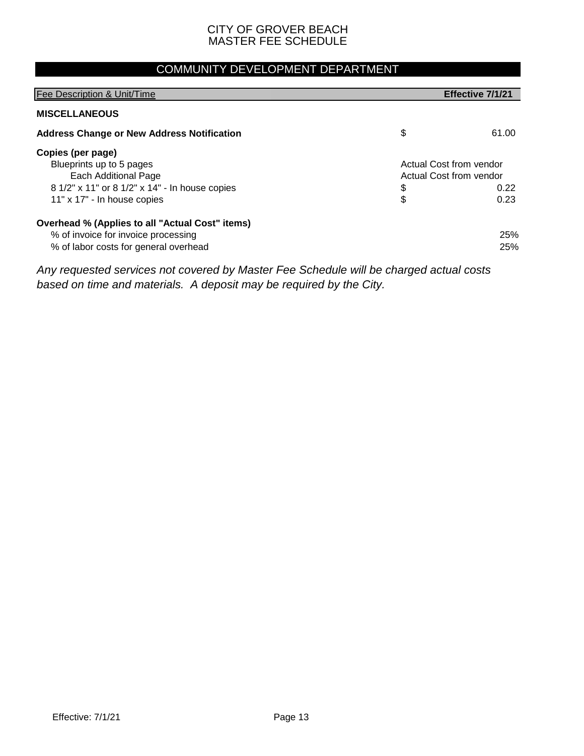# CITY OF GROVER BEACH
# MASTER FEE SCHEDULE

## COMMUNITY DEVELOPMENT DEPARTMENT

| Fee Description & Unit/Time | Effective 7/1/21 |
|---|---|
| **MISCELLANEOUS** | |
| **Address Change or New Address Notification** | $ 61.00 |
| **Copies (per page)** | |
| Blueprints up to 5 pages | Actual Cost from vendor |
| Each Additional Page | Actual Cost from vendor |
| 8 1/2" x 11" or 8 1/2" x 14" - In house copies | $ 0.22 |
| 11" x 17" - In house copies | $ 0.23 |
| **Overhead % (Applies to all "Actual Cost" items)** | |
| % of invoice for invoice processing | 25% |
| % of labor costs for general overhead | 25% |

*Any requested services not covered by Master Fee Schedule will be charged actual costs based on time and materials. A deposit may be required by the City.*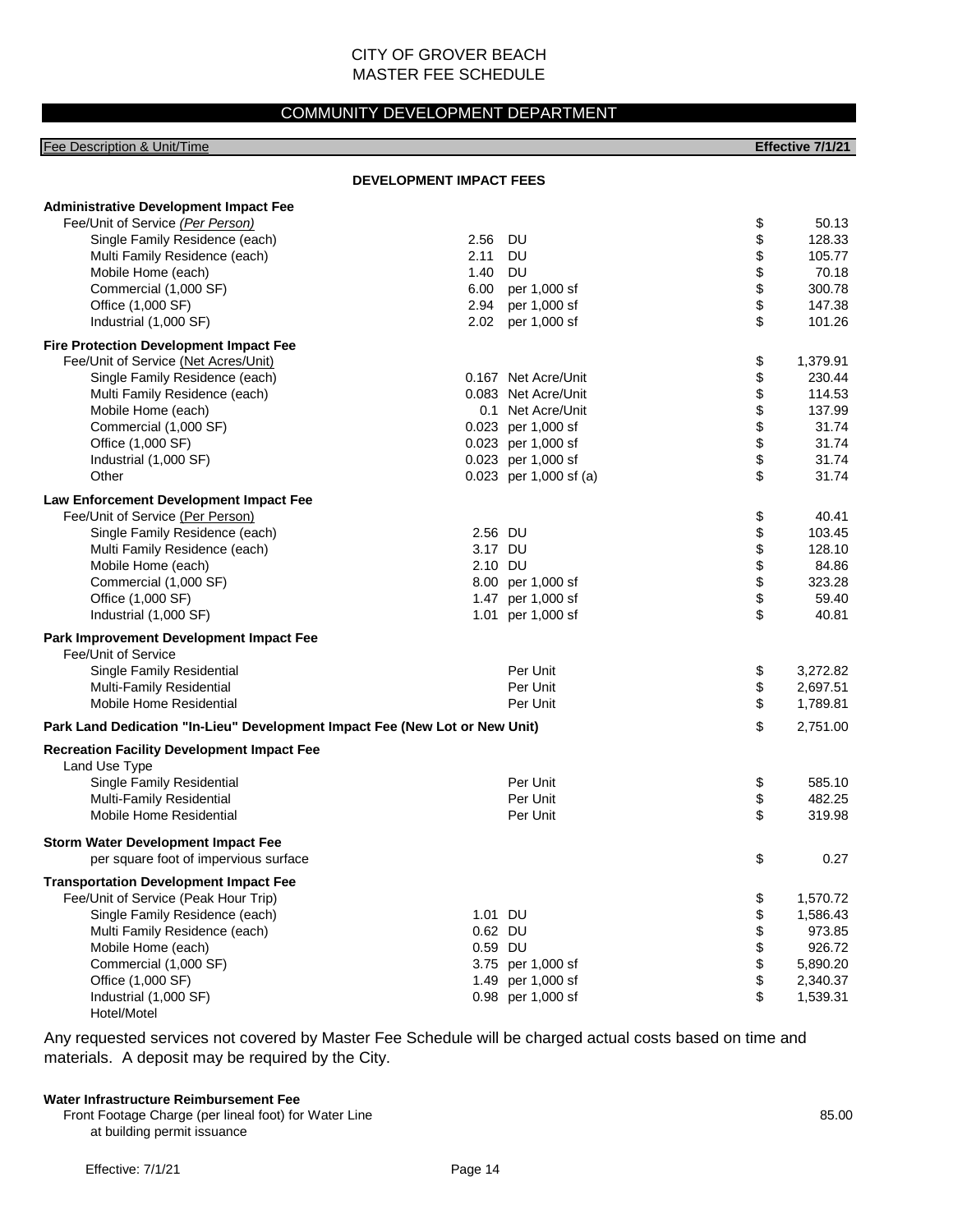CITY OF GROVER BEACH
MASTER FEE SCHEDULE

## COMMUNITY DEVELOPMENT DEPARTMENT

| Fee Description & Unit/Time | | | Effective 7/1/21 |
|---|---|---|---|
| **DEVELOPMENT IMPACT FEES** | | | |
| **Administrative Development Impact Fee** | | | |
| Fee/Unit of Service *(Per Person)* | | | $ 50.13 |
| Single Family Residence (each) | 2.56 | DU | $ 128.33 |
| Multi Family Residence (each) | 2.11 | DU | $ 105.77 |
| Mobile Home (each) | 1.40 | DU | $ 70.18 |
| Commercial (1,000 SF) | 6.00 | per 1,000 sf | $ 300.78 |
| Office (1,000 SF) | 2.94 | per 1,000 sf | $ 147.38 |
| Industrial (1,000 SF) | 2.02 | per 1,000 sf | $ 101.26 |
| **Fire Protection Development Impact Fee** | | | |
| Fee/Unit of Service (Net Acres/Unit) | | | $ 1,379.91 |
| Single Family Residence (each) | 0.167 | Net Acre/Unit | $ 230.44 |
| Multi Family Residence (each) | 0.083 | Net Acre/Unit | $ 114.53 |
| Mobile Home (each) | 0.1 | Net Acre/Unit | $ 137.99 |
| Commercial (1,000 SF) | 0.023 | per 1,000 sf | $ 31.74 |
| Office (1,000 SF) | 0.023 | per 1,000 sf | $ 31.74 |
| Industrial (1,000 SF) | 0.023 | per 1,000 sf | $ 31.74 |
| Other | 0.023 | per 1,000 sf (a) | $ 31.74 |
| **Law Enforcement Development Impact Fee** | | | |
| Fee/Unit of Service (Per Person) | | | $ 40.41 |
| Single Family Residence (each) | 2.56 | DU | $ 103.45 |
| Multi Family Residence (each) | 3.17 | DU | $ 128.10 |
| Mobile Home (each) | 2.10 | DU | $ 84.86 |
| Commercial (1,000 SF) | 8.00 | per 1,000 sf | $ 323.28 |
| Office (1,000 SF) | 1.47 | per 1,000 sf | $ 59.40 |
| Industrial (1,000 SF) | 1.01 | per 1,000 sf | $ 40.81 |
| **Park Improvement Development Impact Fee** | | | |
| Fee/Unit of Service | | | |
| Single Family Residential | | Per Unit | $ 3,272.82 |
| Multi-Family Residential | | Per Unit | $ 2,697.51 |
| Mobile Home Residential | | Per Unit | $ 1,789.81 |
| **Park Land Dedication "In-Lieu" Development Impact Fee (New Lot or New Unit)** | | | $ 2,751.00 |
| **Recreation Facility Development Impact Fee** | | | |
| Land Use Type | | | |
| Single Family Residential | | Per Unit | $ 585.10 |
| Multi-Family Residential | | Per Unit | $ 482.25 |
| Mobile Home Residential | | Per Unit | $ 319.98 |
| **Storm Water Development Impact Fee** | | | |
| per square foot of impervious surface | | | $ 0.27 |
| **Transportation Development Impact Fee** | | | |
| Fee/Unit of Service (Peak Hour Trip) | | | $ 1,570.72 |
| Single Family Residence (each) | 1.01 | DU | $ 1,586.43 |
| Multi Family Residence (each) | 0.62 | DU | $ 973.85 |
| Mobile Home (each) | 0.59 | DU | $ 926.72 |
| Commercial (1,000 SF) | 3.75 | per 1,000 sf | $ 5,890.20 |
| Office (1,000 SF) | 1.49 | per 1,000 sf | $ 2,340.37 |
| Industrial (1,000 SF) | 0.98 | per 1,000 sf | $ 1,539.31 |
| Hotel/Motel | | | |

Any requested services not covered by Master Fee Schedule will be charged actual costs based on time and materials. A deposit may be required by the City.

| | |
|---|---|
| **Water Infrastructure Reimbursement Fee** | |
| Front Footage Charge (per lineal foot) for Water Line at building permit issuance | 85.00 |

Effective: 7/1/21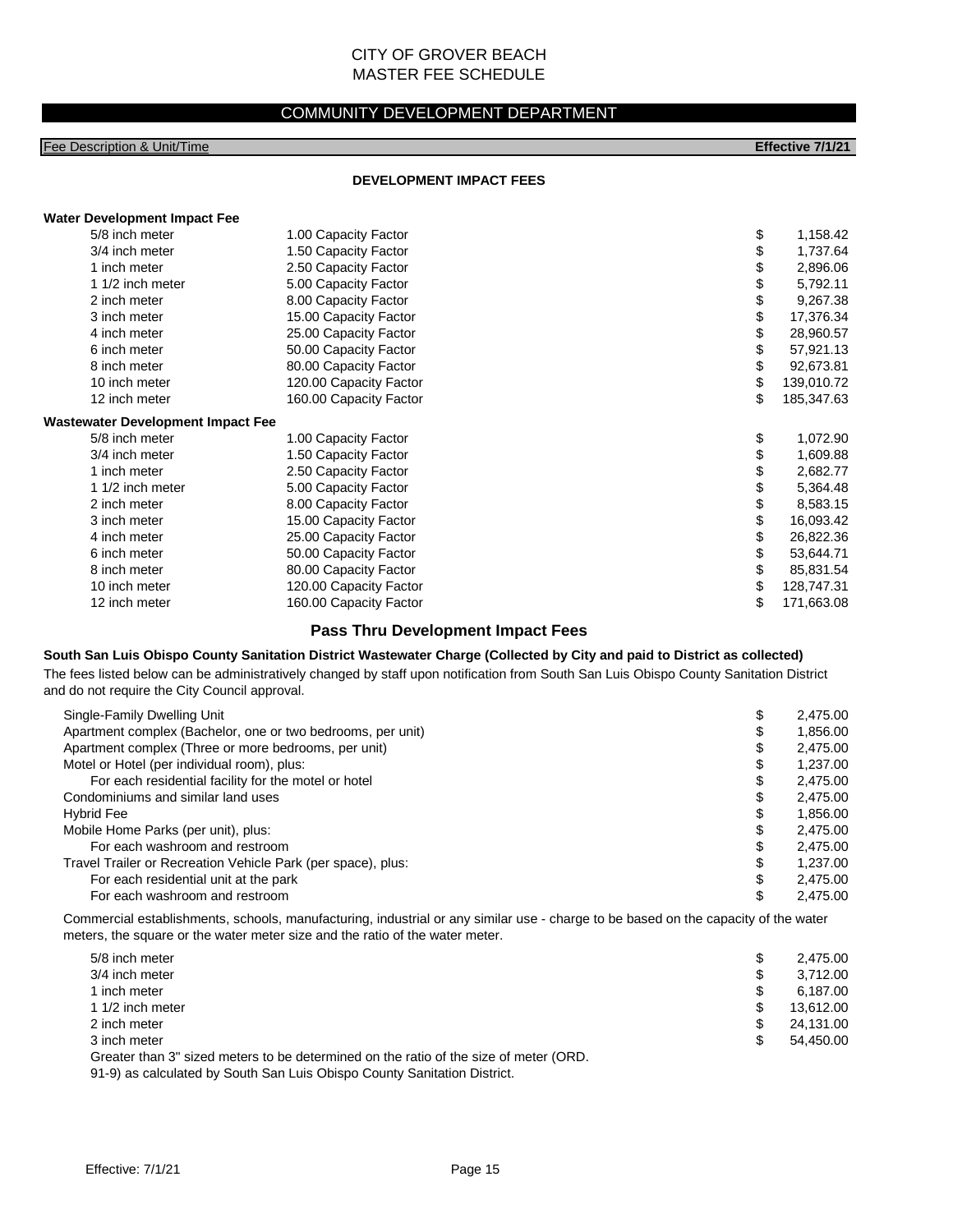# CITY OF GROVER BEACH
# MASTER FEE SCHEDULE

## COMMUNITY DEVELOPMENT DEPARTMENT

| Fee Description & Unit/Time | | Effective 7/1/21 |
|---|---|---|

### DEVELOPMENT IMPACT FEES

**Water Development Impact Fee**

| Meter | Capacity Factor | Effective 7/1/21 |
|---|---|---|
| 5/8 inch meter | 1.00 Capacity Factor | $ 1,158.42 |
| 3/4 inch meter | 1.50 Capacity Factor | $ 1,737.64 |
| 1 inch meter | 2.50 Capacity Factor | $ 2,896.06 |
| 1 1/2 inch meter | 5.00 Capacity Factor | $ 5,792.11 |
| 2 inch meter | 8.00 Capacity Factor | $ 9,267.38 |
| 3 inch meter | 15.00 Capacity Factor | $ 17,376.34 |
| 4 inch meter | 25.00 Capacity Factor | $ 28,960.57 |
| 6 inch meter | 50.00 Capacity Factor | $ 57,921.13 |
| 8 inch meter | 80.00 Capacity Factor | $ 92,673.81 |
| 10 inch meter | 120.00 Capacity Factor | $ 139,010.72 |
| 12 inch meter | 160.00 Capacity Factor | $ 185,347.63 |

**Wastewater Development Impact Fee**

| Meter | Capacity Factor | Effective 7/1/21 |
|---|---|---|
| 5/8 inch meter | 1.00 Capacity Factor | $ 1,072.90 |
| 3/4 inch meter | 1.50 Capacity Factor | $ 1,609.88 |
| 1 inch meter | 2.50 Capacity Factor | $ 2,682.77 |
| 1 1/2 inch meter | 5.00 Capacity Factor | $ 5,364.48 |
| 2 inch meter | 8.00 Capacity Factor | $ 8,583.15 |
| 3 inch meter | 15.00 Capacity Factor | $ 16,093.42 |
| 4 inch meter | 25.00 Capacity Factor | $ 26,822.36 |
| 6 inch meter | 50.00 Capacity Factor | $ 53,644.71 |
| 8 inch meter | 80.00 Capacity Factor | $ 85,831.54 |
| 10 inch meter | 120.00 Capacity Factor | $ 128,747.31 |
| 12 inch meter | 160.00 Capacity Factor | $ 171,663.08 |

### Pass Thru Development Impact Fees

**South San Luis Obispo County Sanitation District Wastewater Charge (Collected by City and paid to District as collected)**

The fees listed below can be administratively changed by staff upon notification from South San Luis Obispo County Sanitation District and do not require the City Council approval.

| Fee Description | Effective 7/1/21 |
|---|---|
| Single-Family Dwelling Unit | $ 2,475.00 |
| Apartment complex (Bachelor, one or two bedrooms, per unit) | $ 1,856.00 |
| Apartment complex (Three or more bedrooms, per unit) | $ 2,475.00 |
| Motel or Hotel (per individual room), plus: | $ 1,237.00 |
| For each residential facility for the motel or hotel | $ 2,475.00 |
| Condominiums and similar land uses | $ 2,475.00 |
| Hybrid Fee | $ 1,856.00 |
| Mobile Home Parks (per unit), plus: | $ 2,475.00 |
| For each washroom and restroom | $ 2,475.00 |
| Travel Trailer or Recreation Vehicle Park (per space), plus: | $ 1,237.00 |
| For each residential unit at the park | $ 2,475.00 |
| For each washroom and restroom | $ 2,475.00 |

Commercial establishments, schools, manufacturing, industrial or any similar use - charge to be based on the capacity of the water meters, the square or the water meter size and the ratio of the water meter.

| Meter | Effective 7/1/21 |
|---|---|
| 5/8 inch meter | $ 2,475.00 |
| 3/4 inch meter | $ 3,712.00 |
| 1 inch meter | $ 6,187.00 |
| 1 1/2 inch meter | $ 13,612.00 |
| 2 inch meter | $ 24,131.00 |
| 3 inch meter | $ 54,450.00 |

Greater than 3" sized meters to be determined on the ratio of the size of meter (ORD. 91-9) as calculated by South San Luis Obispo County Sanitation District.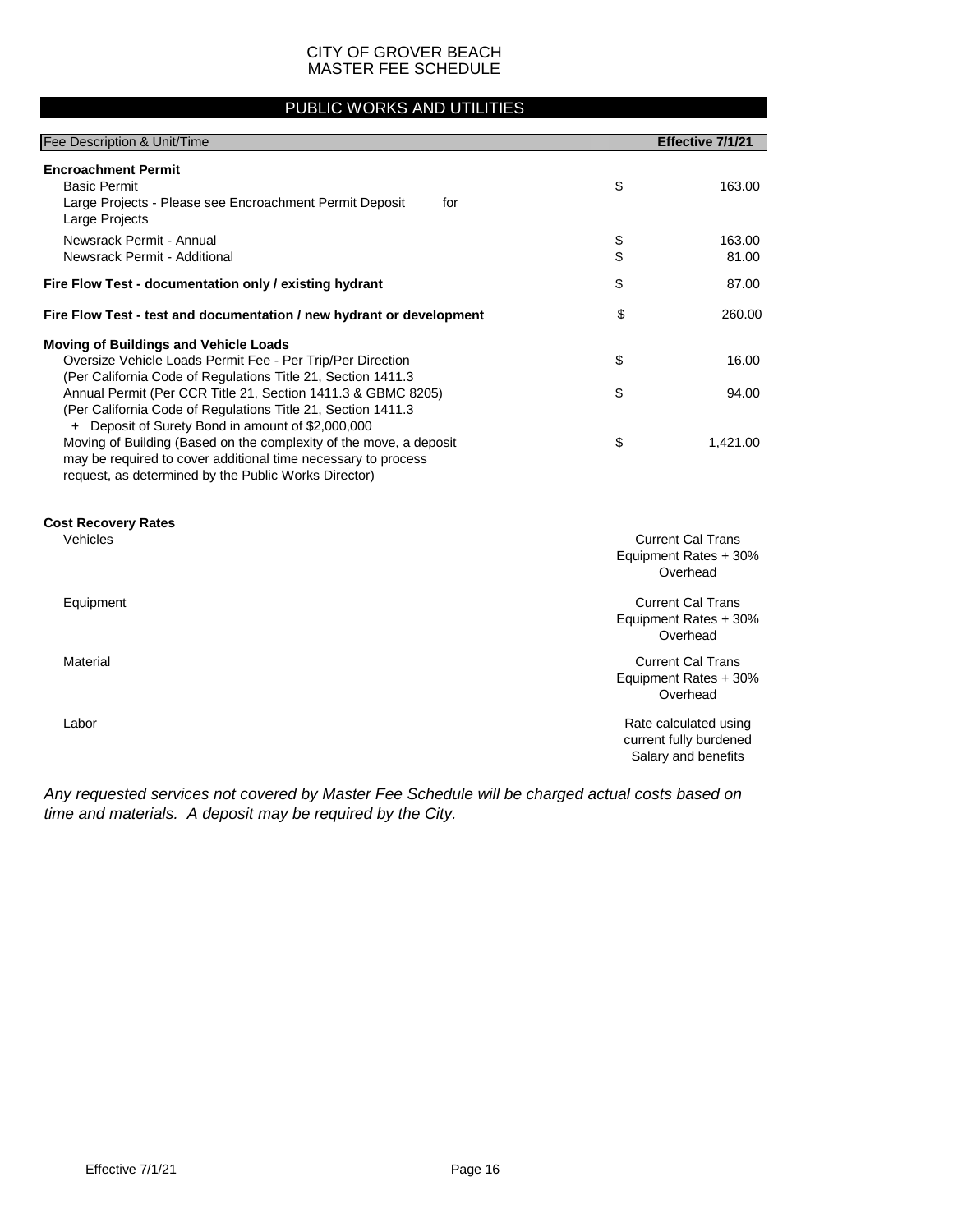CITY OF GROVER BEACH
MASTER FEE SCHEDULE

## PUBLIC WORKS AND UTILITIES

| Fee Description & Unit/Time | | Effective 7/1/21 |
|---|---|---|
| **Encroachment Permit** | | |
| Basic Permit | $ | 163.00 |
| Large Projects - Please see Encroachment Permit Deposit for Large Projects | | |
| Newsrack Permit - Annual | $ | 163.00 |
| Newsrack Permit - Additional | $ | 81.00 |
| **Fire Flow Test - documentation only / existing hydrant** | $ | 87.00 |
| **Fire Flow Test - test and documentation / new hydrant or development** | $ | 260.00 |
| **Moving of Buildings and Vehicle Loads** | | |
| Oversize Vehicle Loads Permit Fee - Per Trip/Per Direction (Per California Code of Regulations Title 21, Section 1411.3 | $ | 16.00 |
| Annual Permit (Per CCR Title 21, Section 1411.3 & GBMC 8205) (Per California Code of Regulations Title 21, Section 1411.3 + Deposit of Surety Bond in amount of $2,000,000 | $ | 94.00 |
| Moving of Building (Based on the complexity of the move, a deposit may be required to cover additional time necessary to process request, as determined by the Public Works Director) | $ | 1,421.00 |
| **Cost Recovery Rates** | | |
| Vehicles | | Current Cal Trans Equipment Rates + 30% Overhead |
| Equipment | | Current Cal Trans Equipment Rates + 30% Overhead |
| Material | | Current Cal Trans Equipment Rates + 30% Overhead |
| Labor | | Rate calculated using current fully burdened Salary and benefits |

*Any requested services not covered by Master Fee Schedule will be charged actual costs based on time and materials. A deposit may be required by the City.*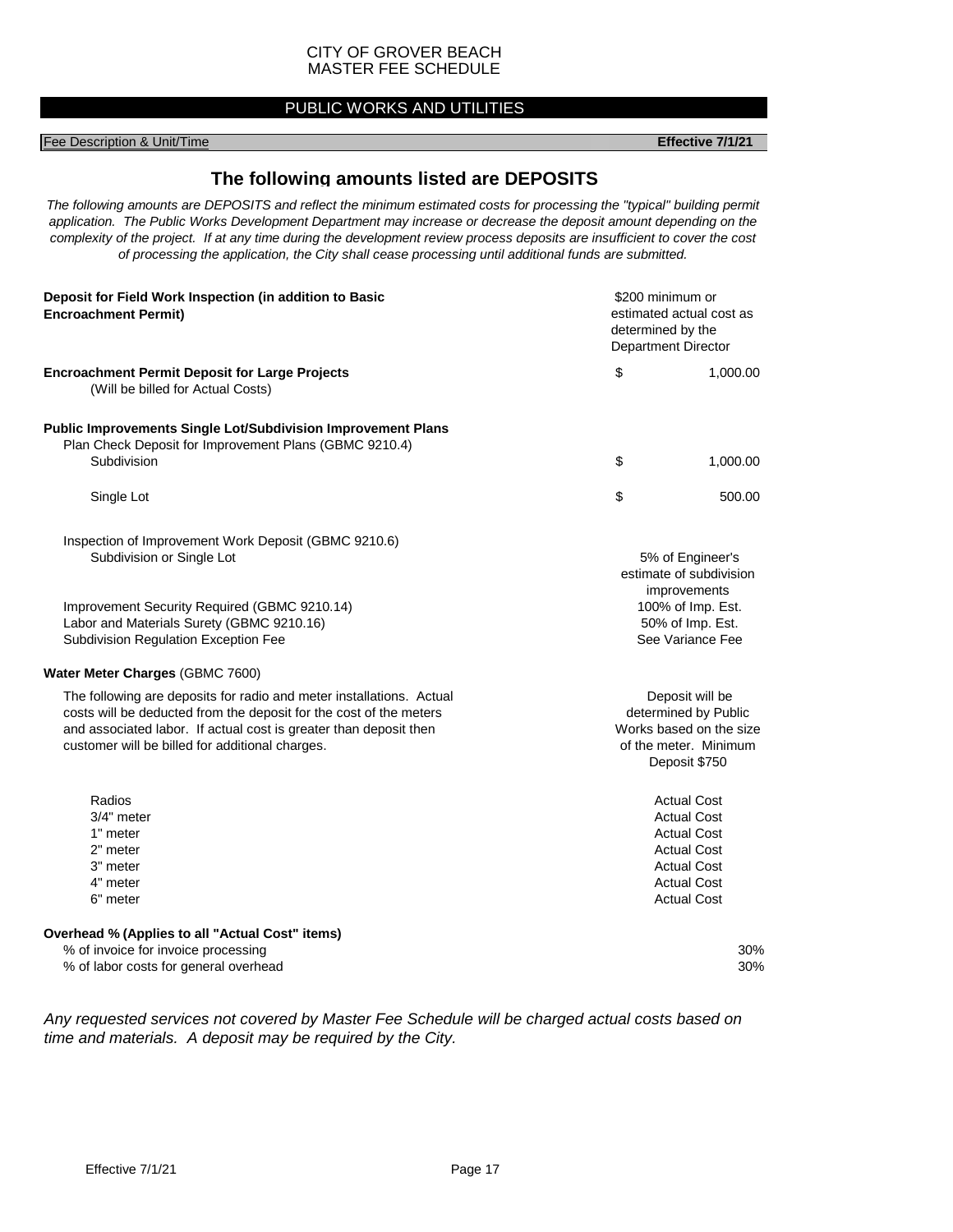CITY OF GROVER BEACH
MASTER FEE SCHEDULE

## PUBLIC WORKS AND UTILITIES

| Fee Description & Unit/Time | Effective 7/1/21 |
|---|---|

## The following amounts listed are DEPOSITS

*The following amounts are DEPOSITS and reflect the minimum estimated costs for processing the "typical" building permit application. The Public Works Development Department may increase or decrease the deposit amount depending on the complexity of the project. If at any time during the development review process deposits are insufficient to cover the cost of processing the application, the City shall cease processing until additional funds are submitted.*

| Fee Description & Unit/Time | Effective 7/1/21 |
|---|---|
| **Deposit for Field Work Inspection (in addition to Basic Encroachment Permit)** | $200 minimum or estimated actual cost as determined by the Department Director |
| **Encroachment Permit Deposit for Large Projects** (Will be billed for Actual Costs) | $ 1,000.00 |
| **Public Improvements Single Lot/Subdivision Improvement Plans** | |
| Plan Check Deposit for Improvement Plans (GBMC 9210.4) | |
| Subdivision | $ 1,000.00 |
| Single Lot | $ 500.00 |
| Inspection of Improvement Work Deposit (GBMC 9210.6) | |
| Subdivision or Single Lot | 5% of Engineer's estimate of subdivision improvements |
| Improvement Security Required (GBMC 9210.14) | 100% of Imp. Est. |
| Labor and Materials Surety (GBMC 9210.16) | 50% of Imp. Est. |
| Subdivision Regulation Exception Fee | See Variance Fee |
| **Water Meter Charges** (GBMC 7600) | |
| The following are deposits for radio and meter installations. Actual costs will be deducted from the deposit for the cost of the meters and associated labor. If actual cost is greater than deposit then customer will be billed for additional charges. | Deposit will be determined by Public Works based on the size of the meter. Minimum Deposit $750 |
| Radios | Actual Cost |
| 3/4" meter | Actual Cost |
| 1" meter | Actual Cost |
| 2" meter | Actual Cost |
| 3" meter | Actual Cost |
| 4" meter | Actual Cost |
| 6" meter | Actual Cost |
| **Overhead % (Applies to all "Actual Cost" items)** | |
| % of invoice for invoice processing | 30% |
| % of labor costs for general overhead | 30% |

*Any requested services not covered by Master Fee Schedule will be charged actual costs based on time and materials. A deposit may be required by the City.*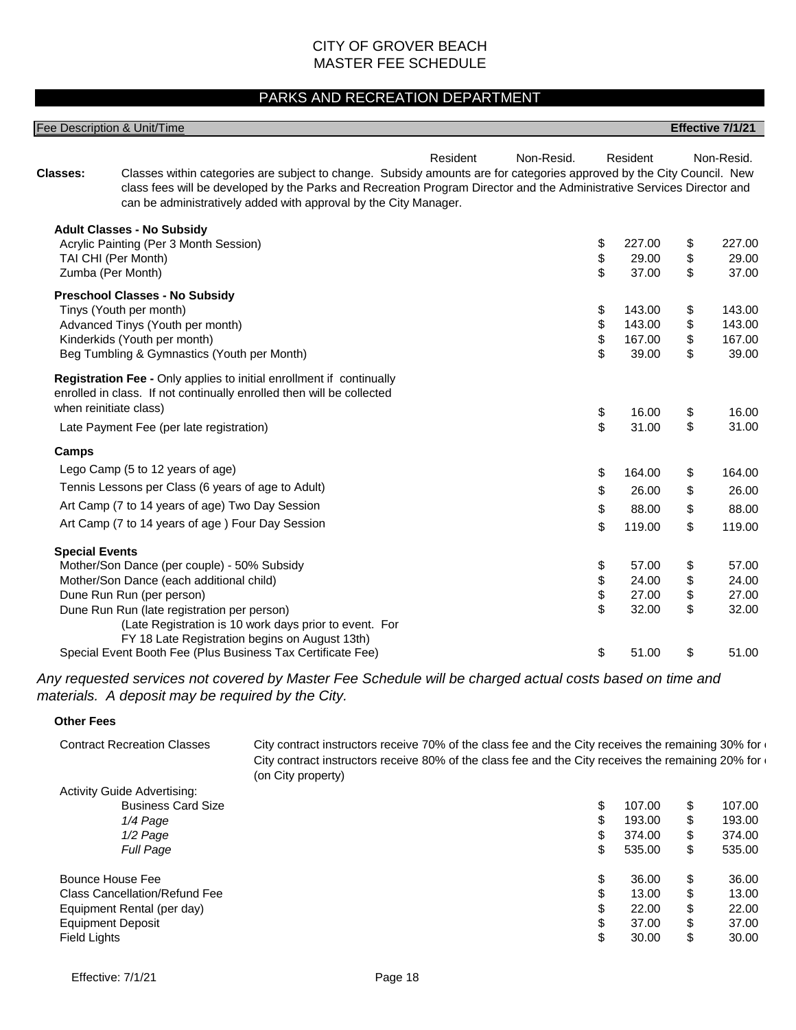# CITY OF GROVER BEACH
# MASTER FEE SCHEDULE

## PARKS AND RECREATION DEPARTMENT

| Fee Description & Unit/Time | | | Effective 7/1/21 | |
|---|---|---|---|---|
| | Resident | Non-Resid. | Resident | Non-Resid. |

**Classes:** Classes within categories are subject to change. Subsidy amounts are for categories approved by the City Council. New class fees will be developed by the Parks and Recreation Program Director and the Administrative Services Director and can be administratively added with approval by the City Manager.

| Fee Description & Unit/Time | Resident | Non-Resid. |
|---|---|---|
| **Adult Classes - No Subsidy** | | |
| Acrylic Painting (Per 3 Month Session) | $ 227.00 | $ 227.00 |
| TAI CHI (Per Month) | $ 29.00 | $ 29.00 |
| Zumba (Per Month) | $ 37.00 | $ 37.00 |
| **Preschool Classes - No Subsidy** | | |
| Tinys (Youth per month) | $ 143.00 | $ 143.00 |
| Advanced Tinys (Youth per month) | $ 143.00 | $ 143.00 |
| Kinderkids (Youth per month) | $ 167.00 | $ 167.00 |
| Beg Tumbling & Gymnastics (Youth per Month) | $ 39.00 | $ 39.00 |
| **Registration Fee -** Only applies to initial enrollment if continually enrolled in class. If not continually enrolled then will be collected when reinitiate class) | $ 16.00 | $ 16.00 |
| Late Payment Fee (per late registration) | $ 31.00 | $ 31.00 |
| **Camps** | | |
| Lego Camp (5 to 12 years of age) | $ 164.00 | $ 164.00 |
| Tennis Lessons per Class (6 years of age to Adult) | $ 26.00 | $ 26.00 |
| Art Camp (7 to 14 years of age) Two Day Session | $ 88.00 | $ 88.00 |
| Art Camp (7 to 14 years of age ) Four Day Session | $ 119.00 | $ 119.00 |
| **Special Events** | | |
| Mother/Son Dance (per couple) - 50% Subsidy | $ 57.00 | $ 57.00 |
| Mother/Son Dance (each additional child) | $ 24.00 | $ 24.00 |
| Dune Run Run (per person) | $ 27.00 | $ 27.00 |
| Dune Run Run (late registration per person) (Late Registration is 10 work days prior to event. For FY 18 Late Registration begins on August 13th) | $ 32.00 | $ 32.00 |
| Special Event Booth Fee (Plus Business Tax Certificate Fee) | $ 51.00 | $ 51.00 |

*Any requested services not covered by Master Fee Schedule will be charged actual costs based on time and materials. A deposit may be required by the City.*

**Other Fees**

Contract Recreation Classes: City contract instructors receive 70% of the class fee and the City receives the remaining 30% for City contract instructors receive 80% of the class fee and the City receives the remaining 20% for (on City property)

| Fee Description & Unit/Time | Resident | Non-Resid. |
|---|---|---|
| Activity Guide Advertising: | | |
| Business Card Size | $ 107.00 | $ 107.00 |
| *1/4 Page* | $ 193.00 | $ 193.00 |
| *1/2 Page* | $ 374.00 | $ 374.00 |
| *Full Page* | $ 535.00 | $ 535.00 |
| Bounce House Fee | $ 36.00 | $ 36.00 |
| Class Cancellation/Refund Fee | $ 13.00 | $ 13.00 |
| Equipment Rental (per day) | $ 22.00 | $ 22.00 |
| Equipment Deposit | $ 37.00 | $ 37.00 |
| Field Lights | $ 30.00 | $ 30.00 |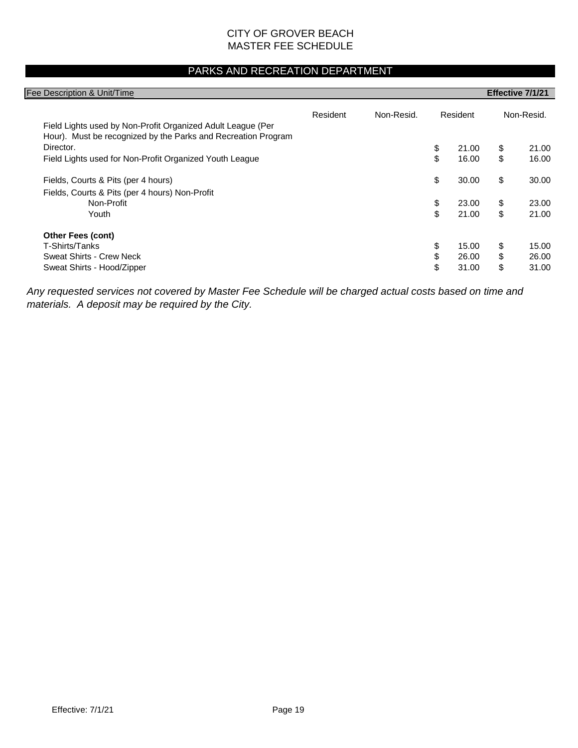CITY OF GROVER BEACH
MASTER FEE SCHEDULE

## PARKS AND RECREATION DEPARTMENT

| Fee Description & Unit/Time | | | | Effective 7/1/21 |
|---|---|---|---|---|
| | Resident | Non-Resid. | Resident | Non-Resid. |
| Field Lights used by Non-Profit Organized Adult League (Per Hour). Must be recognized by the Parks and Recreation Program Director. | | | $ 21.00 | $ 21.00 |
| Field Lights used for Non-Profit Organized Youth League | | | $ 16.00 | $ 16.00 |
| Fields, Courts & Pits (per 4 hours) | | | $ 30.00 | $ 30.00 |
| Fields, Courts & Pits (per 4 hours) Non-Profit | | | | |
| Non-Profit | | | $ 23.00 | $ 23.00 |
| Youth | | | $ 21.00 | $ 21.00 |
| **Other Fees (cont)** | | | | |
| T-Shirts/Tanks | | | $ 15.00 | $ 15.00 |
| Sweat Shirts - Crew Neck | | | $ 26.00 | $ 26.00 |
| Sweat Shirts - Hood/Zipper | | | $ 31.00 | $ 31.00 |

*Any requested services not covered by Master Fee Schedule will be charged actual costs based on time and materials. A deposit may be required by the City.*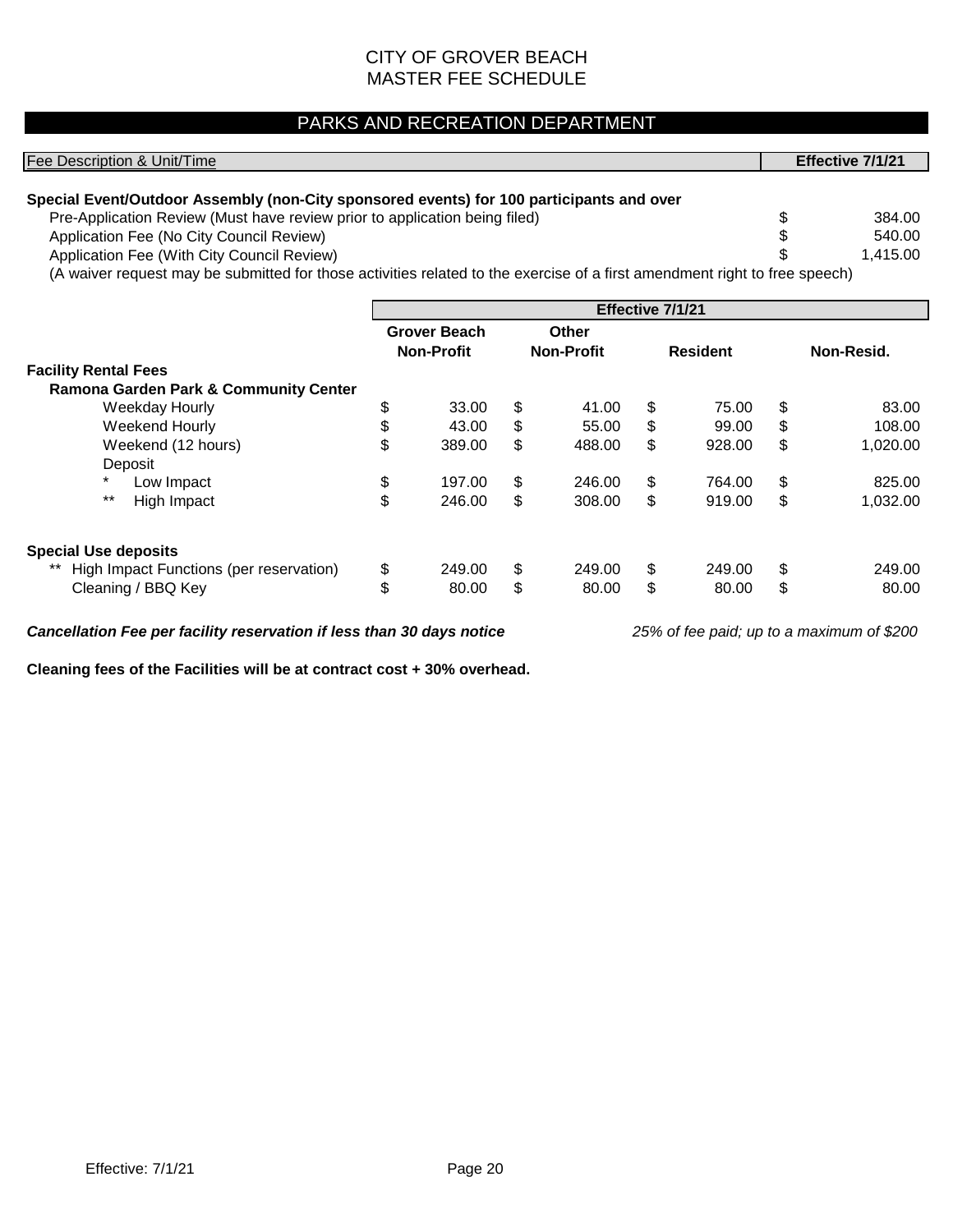# CITY OF GROVER BEACH
# MASTER FEE SCHEDULE

## PARKS AND RECREATION DEPARTMENT

| Fee Description & Unit/Time | Effective 7/1/21 |
|---|---|
| **Special Event/Outdoor Assembly (non-City sponsored events) for 100 participants and over** | |
| Pre-Application Review (Must have review prior to application being filed) | $ 384.00 |
| Application Fee (No City Council Review) | $ 540.00 |
| Application Fee (With City Council Review) | $ 1,415.00 |

(A waiver request may be submitted for those activities related to the exercise of a first amendment right to free speech)

| | Effective 7/1/21 | | | |
|---|---|---|---|---|
| | Grover Beach Non-Profit | Other Non-Profit | Resident | Non-Resid. |
| **Facility Rental Fees** | | | | |
| **Ramona Garden Park & Community Center** | | | | |
| Weekday Hourly | $ 33.00 | $ 41.00 | $ 75.00 | $ 83.00 |
| Weekend Hourly | $ 43.00 | $ 55.00 | $ 99.00 | $ 108.00 |
| Weekend (12 hours) | $ 389.00 | $ 488.00 | $ 928.00 | $ 1,020.00 |
| Deposit | | | | |
| * Low Impact | $ 197.00 | $ 246.00 | $ 764.00 | $ 825.00 |
| ** High Impact | $ 246.00 | $ 308.00 | $ 919.00 | $ 1,032.00 |
| **Special Use deposits** | | | | |
| ** High Impact Functions (per reservation) | $ 249.00 | $ 249.00 | $ 249.00 | $ 249.00 |
| Cleaning / BBQ Key | $ 80.00 | $ 80.00 | $ 80.00 | $ 80.00 |

***Cancellation Fee per facility reservation if less than 30 days notice*** *25% of fee paid; up to a maximum of $200*

**Cleaning fees of the Facilities will be at contract cost + 30% overhead.**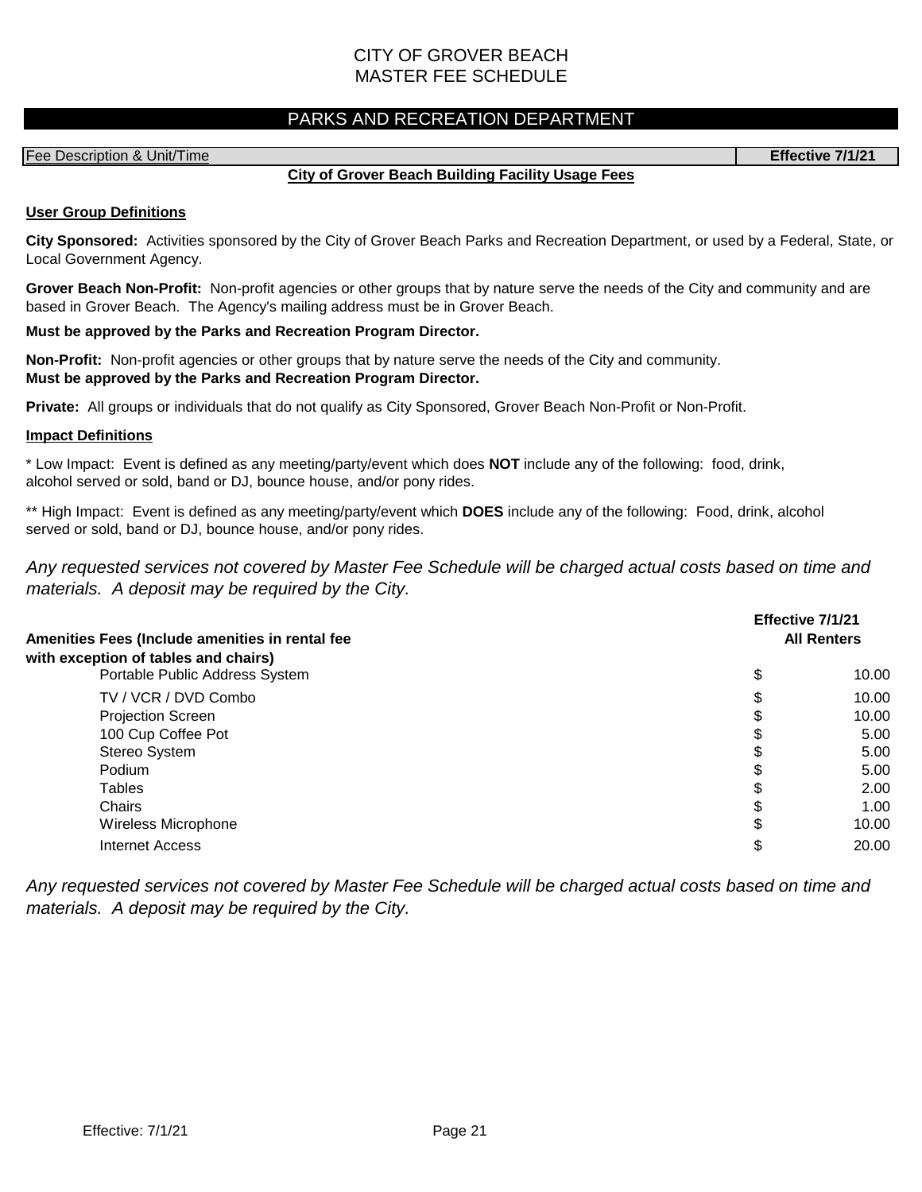# CITY OF GROVER BEACH
# MASTER FEE SCHEDULE

## PARKS AND RECREATION DEPARTMENT

| Fee Description & Unit/Time | Effective 7/1/21 |
|---|---|

### City of Grover Beach Building Facility Usage Fees

**User Group Definitions**

**City Sponsored:** Activities sponsored by the City of Grover Beach Parks and Recreation Department, or used by a Federal, State, or Local Government Agency.

**Grover Beach Non-Profit:** Non-profit agencies or other groups that by nature serve the needs of the City and community and are based in Grover Beach. The Agency's mailing address must be in Grover Beach.

**Must be approved by the Parks and Recreation Program Director.**

**Non-Profit:** Non-profit agencies or other groups that by nature serve the needs of the City and community.
**Must be approved by the Parks and Recreation Program Director.**

**Private:** All groups or individuals that do not qualify as City Sponsored, Grover Beach Non-Profit or Non-Profit.

**Impact Definitions**

* Low Impact: Event is defined as any meeting/party/event which does **NOT** include any of the following: food, drink, alcohol served or sold, band or DJ, bounce house, and/or pony rides.

** High Impact: Event is defined as any meeting/party/event which **DOES** include any of the following: Food, drink, alcohol served or sold, band or DJ, bounce house, and/or pony rides.

*Any requested services not covered by Master Fee Schedule will be charged actual costs based on time and materials. A deposit may be required by the City.*

| **Amenities Fees (Include amenities in rental fee with exception of tables and chairs)** | **Effective 7/1/21 All Renters** |
|---|---|
| Portable Public Address System | $ 10.00 |
| TV / VCR / DVD Combo | $ 10.00 |
| Projection Screen | $ 10.00 |
| 100 Cup Coffee Pot | $ 5.00 |
| Stereo System | $ 5.00 |
| Podium | $ 5.00 |
| Tables | $ 2.00 |
| Chairs | $ 1.00 |
| Wireless Microphone | $ 10.00 |
| Internet Access | $ 20.00 |

*Any requested services not covered by Master Fee Schedule will be charged actual costs based on time and materials. A deposit may be required by the City.*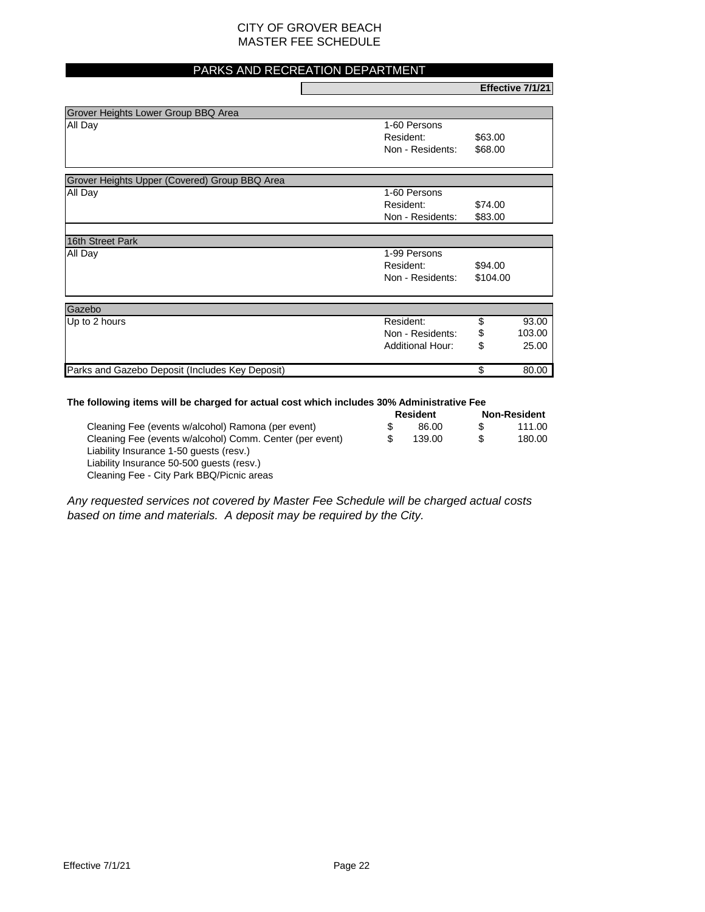# CITY OF GROVER BEACH
# MASTER FEE SCHEDULE

## PARKS AND RECREATION DEPARTMENT

**Effective 7/1/21**

| Grover Heights Lower Group BBQ Area | | |
|---|---|---|
| All Day | 1-60 Persons | |
| | Resident: | $63.00 |
| | Non - Residents: | $68.00 |

| Grover Heights Upper (Covered) Group BBQ Area | | |
|---|---|---|
| All Day | 1-60 Persons | |
| | Resident: | $74.00 |
| | Non - Residents: | $83.00 |

| 16th Street Park | | |
|---|---|---|
| All Day | 1-99 Persons | |
| | Resident: | $94.00 |
| | Non - Residents: | $104.00 |

| Gazebo | | |
|---|---|---|
| Up to 2 hours | Resident: | $ 93.00 |
| | Non - Residents: | $ 103.00 |
| | Additional Hour: | $ 25.00 |
| Parks and Gazebo Deposit (Includes Key Deposit) | | $ 80.00 |

**The following items will be charged for actual cost which includes 30% Administrative Fee**

| | Resident | Non-Resident |
|---|---|---|
| Cleaning Fee (events w/alcohol) Ramona (per event) | $ 86.00 | $ 111.00 |
| Cleaning Fee (events w/alcohol) Comm. Center (per event) | $ 139.00 | $ 180.00 |
| Liability Insurance 1-50 guests (resv.) | | |
| Liability Insurance 50-500 guests (resv.) | | |
| Cleaning Fee - City Park BBQ/Picnic areas | | |

*Any requested services not covered by Master Fee Schedule will be charged actual costs based on time and materials. A deposit may be required by the City.*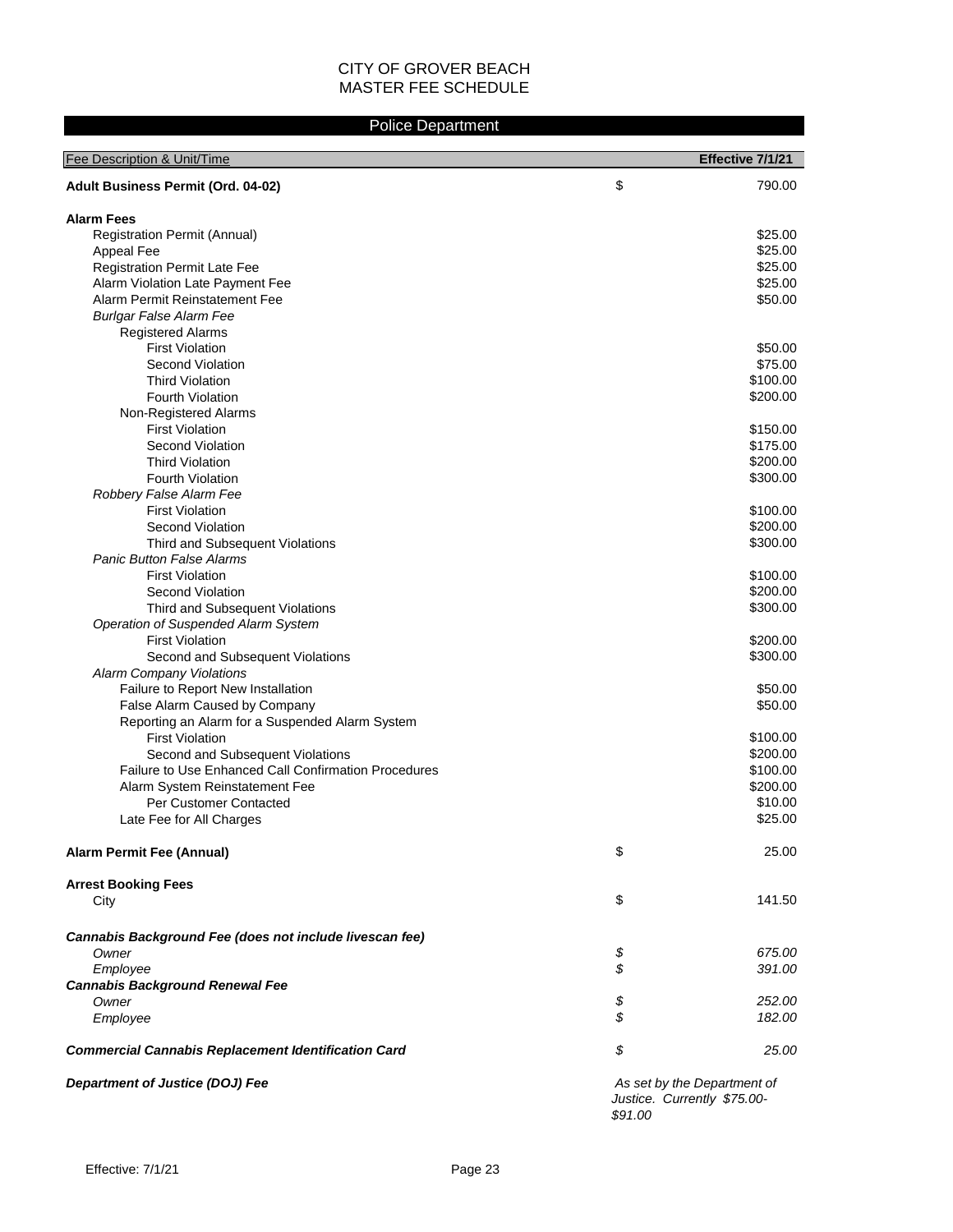CITY OF GROVER BEACH
MASTER FEE SCHEDULE

## Police Department

| Fee Description & Unit/Time | | Effective 7/1/21 |
|---|---|---|
| **Adult Business Permit (Ord. 04-02)** | $ | 790.00 |
| **Alarm Fees** | | |
| Registration Permit (Annual) | | $25.00 |
| Appeal Fee | | $25.00 |
| Registration Permit Late Fee | | $25.00 |
| Alarm Violation Late Payment Fee | | $25.00 |
| Alarm Permit Reinstatement Fee | | $50.00 |
| *Burlgar False Alarm Fee* | | |
| Registered Alarms | | |
| First Violation | | $50.00 |
| Second Violation | | $75.00 |
| Third Violation | | $100.00 |
| Fourth Violation | | $200.00 |
| Non-Registered Alarms | | |
| First Violation | | $150.00 |
| Second Violation | | $175.00 |
| Third Violation | | $200.00 |
| Fourth Violation | | $300.00 |
| *Robbery False Alarm Fee* | | |
| First Violation | | $100.00 |
| Second Violation | | $200.00 |
| Third and Subsequent Violations | | $300.00 |
| *Panic Button False Alarms* | | |
| First Violation | | $100.00 |
| Second Violation | | $200.00 |
| Third and Subsequent Violations | | $300.00 |
| *Operation of Suspended Alarm System* | | |
| First Violation | | $200.00 |
| Second and Subsequent Violations | | $300.00 |
| *Alarm Company Violations* | | |
| Failure to Report New Installation | | $50.00 |
| False Alarm Caused by Company | | $50.00 |
| Reporting an Alarm for a Suspended Alarm System | | |
| First Violation | | $100.00 |
| Second and Subsequent Violations | | $200.00 |
| Failure to Use Enhanced Call Confirmation Procedures | | $100.00 |
| Alarm System Reinstatement Fee | | $200.00 |
| Per Customer Contacted | | $10.00 |
| Late Fee for All Charges | | $25.00 |
| **Alarm Permit Fee (Annual)** | $ | 25.00 |
| **Arrest Booking Fees** | | |
| City | $ | 141.50 |
| ***Cannabis Background Fee (does not include livescan fee)*** | | |
| *Owner* | *$* | *675.00* |
| *Employee* | *$* | *391.00* |
| ***Cannabis Background Renewal Fee*** | | |
| *Owner* | *$* | *252.00* |
| *Employee* | *$* | *182.00* |
| ***Commercial Cannabis Replacement Identification Card*** | *$* | *25.00* |
| ***Department of Justice (DOJ) Fee*** | *As set by the Department of Justice. Currently $75.00-$91.00* | |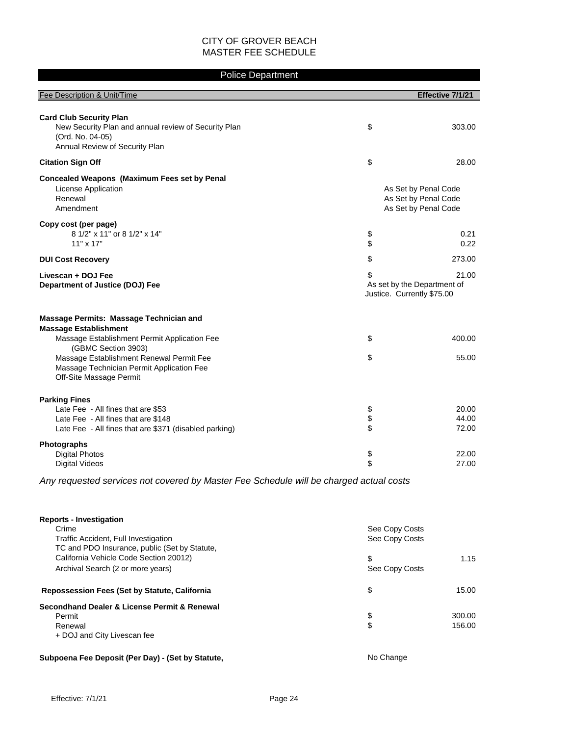CITY OF GROVER BEACH
MASTER FEE SCHEDULE

## Police Department

| Fee Description & Unit/Time | | Effective 7/1/21 |
|---|---|---|
| **Card Club Security Plan** | | |
| New Security Plan and annual review of Security Plan (Ord. No. 04-05) | $ | 303.00 |
| Annual Review of Security Plan | | |
| **Citation Sign Off** | $ | 28.00 |
| **Concealed Weapons (Maximum Fees set by Penal** | | |
| License Application | As Set by Penal Code | |
| Renewal | As Set by Penal Code | |
| Amendment | As Set by Penal Code | |
| **Copy cost (per page)** | | |
| 8 1/2" x 11" or 8 1/2" x 14" | $ | 0.21 |
| 11" x 17" | $ | 0.22 |
| **DUI Cost Recovery** | $ | 273.00 |
| **Livescan + DOJ Fee** | $ | 21.00 |
| **Department of Justice (DOJ) Fee** | As set by the Department of Justice. Currently $75.00 | |
| **Massage Permits: Massage Technician and Massage Establishment** | | |
| Massage Establishment Permit Application Fee (GBMC Section 3903) | $ | 400.00 |
| Massage Establishment Renewal Permit Fee | $ | 55.00 |
| Massage Technician Permit Application Fee | | |
| Off-Site Massage Permit | | |
| **Parking Fines** | | |
| Late Fee - All fines that are $53 | $ | 20.00 |
| Late Fee - All fines that are $148 | $ | 44.00 |
| Late Fee - All fines that are $371 (disabled parking) | $ | 72.00 |
| **Photographs** | | |
| Digital Photos | $ | 22.00 |
| Digital Videos | $ | 27.00 |

*Any requested services not covered by Master Fee Schedule will be charged actual costs*

| Fee Description & Unit/Time | | Effective 7/1/21 |
|---|---|---|
| **Reports - Investigation** | | |
| Crime | See Copy Costs | |
| Traffic Accident, Full Investigation | See Copy Costs | |
| TC and PDO Insurance, public (Set by Statute, California Vehicle Code Section 20012) | $ | 1.15 |
| Archival Search (2 or more years) | See Copy Costs | |
| **Repossession Fees (Set by Statute, California** | $ | 15.00 |
| **Secondhand Dealer & License Permit & Renewal** | | |
| Permit | $ | 300.00 |
| Renewal | $ | 156.00 |
| + DOJ and City Livescan fee | | |
| **Subpoena Fee Deposit (Per Day) - (Set by Statute,** | No Change | |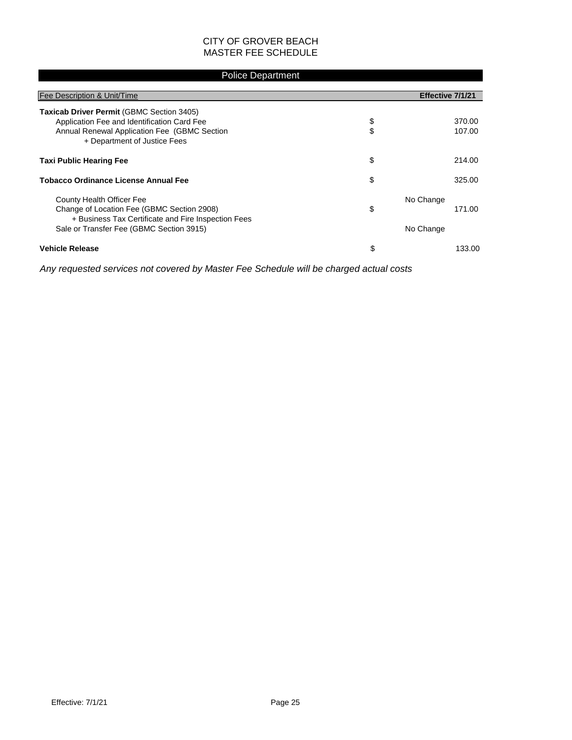CITY OF GROVER BEACH
MASTER FEE SCHEDULE

## Police Department

| Fee Description & Unit/Time | | Effective 7/1/21 |
|---|---|---|
| **Taxicab Driver Permit** (GBMC Section 3405) | | |
| Application Fee and Identification Card Fee | $ | 370.00 |
| Annual Renewal Application Fee (GBMC Section | $ | 107.00 |
| + Department of Justice Fees | | |
| **Taxi Public Hearing Fee** | $ | 214.00 |
| **Tobacco Ordinance License Annual Fee** | $ | 325.00 |
| County Health Officer Fee | | No Change |
| Change of Location Fee (GBMC Section 2908) | $ | 171.00 |
| + Business Tax Certificate and Fire Inspection Fees | | |
| Sale or Transfer Fee (GBMC Section 3915) | | No Change |
| **Vehicle Release** | $ | 133.00 |

*Any requested services not covered by Master Fee Schedule will be charged actual costs*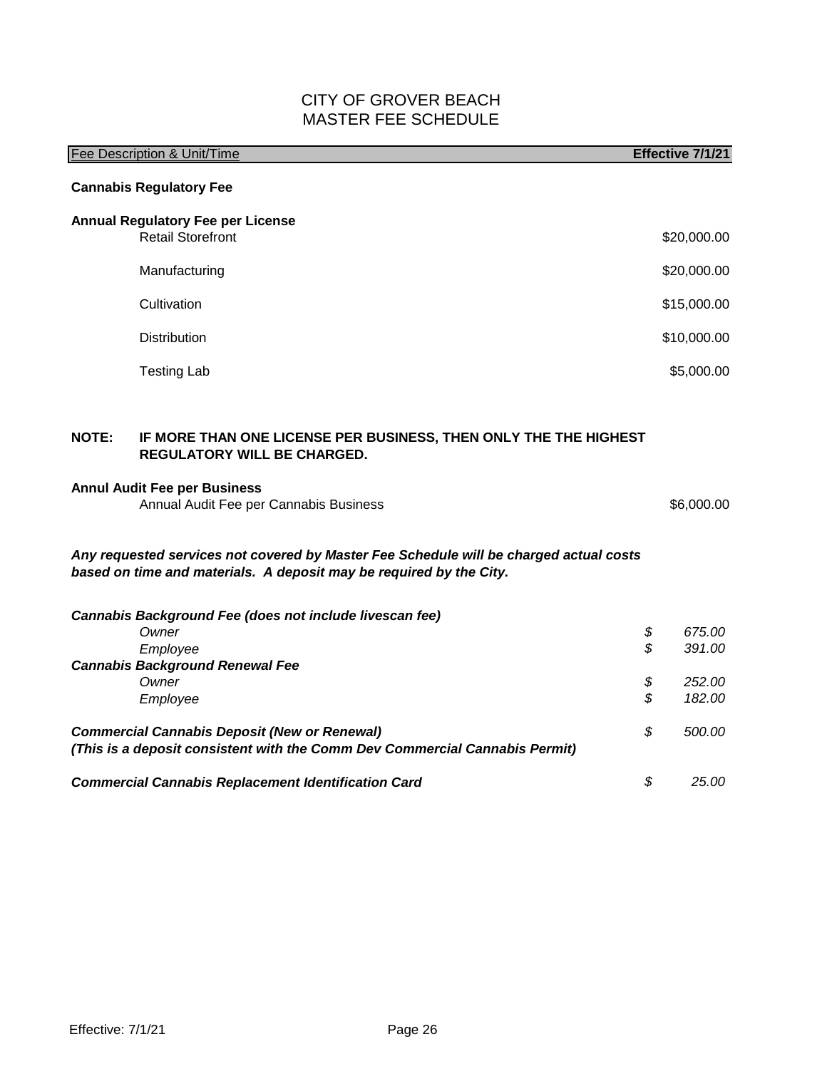# CITY OF GROVER BEACH
## MASTER FEE SCHEDULE

| Fee Description & Unit/Time | Effective 7/1/21 |
|---|---|
| **Cannabis Regulatory Fee** | |
| **Annual Regulatory Fee per License** | |
| Retail Storefront | \$20,000.00 |
| Manufacturing | \$20,000.00 |
| Cultivation | \$15,000.00 |
| Distribution | \$10,000.00 |
| Testing Lab | \$5,000.00 |

**NOTE: IF MORE THAN ONE LICENSE PER BUSINESS, THEN ONLY THE THE HIGHEST REGULATORY WILL BE CHARGED.**

| Fee Description & Unit/Time | Effective 7/1/21 |
|---|---|
| **Annul Audit Fee per Business** | |
| Annual Audit Fee per Cannabis Business | \$6,000.00 |

***Any requested services not covered by Master Fee Schedule will be charged actual costs based on time and materials. A deposit may be required by the City.***

| Fee Description & Unit/Time | Effective 7/1/21 |
|---|---|
| ***Cannabis Background Fee (does not include livescan fee)*** | |
| *Owner* | *\$ 675.00* |
| *Employee* | *\$ 391.00* |
| ***Cannabis Background Renewal Fee*** | |
| *Owner* | *\$ 252.00* |
| *Employee* | *\$ 182.00* |
| ***Commercial Cannabis Deposit (New or Renewal)*** ***(This is a deposit consistent with the Comm Dev Commercial Cannabis Permit)*** | *\$ 500.00* |
| ***Commercial Cannabis Replacement Identification Card*** | *\$ 25.00* |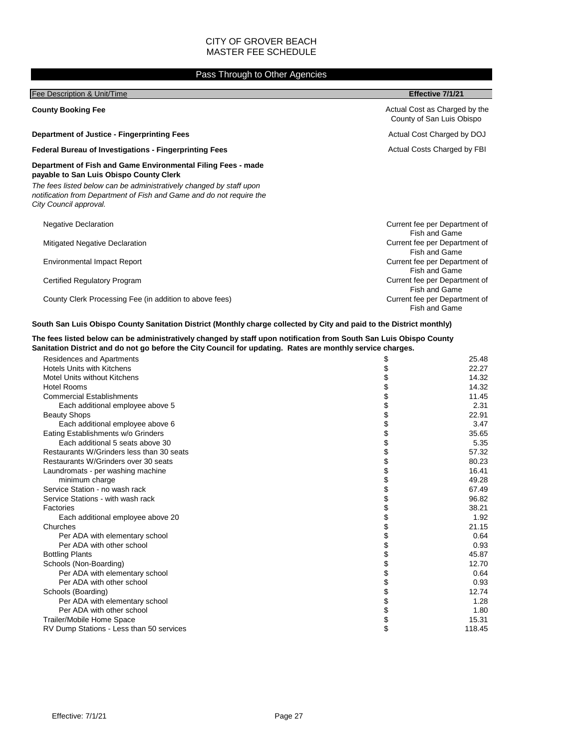# CITY OF GROVER BEACH
# MASTER FEE SCHEDULE

## Pass Through to Other Agencies

| Fee Description & Unit/Time | Effective 7/1/21 |
|---|---|
| **County Booking Fee** | Actual Cost as Charged by the County of San Luis Obispo |
| **Department of Justice - Fingerprinting Fees** | Actual Cost Charged by DOJ |
| **Federal Bureau of Investigations - Fingerprinting Fees** | Actual Costs Charged by FBI |

**Department of Fish and Game Environmental Filing Fees - made payable to San Luis Obispo County Clerk**

*The fees listed below can be administratively changed by staff upon notification from Department of Fish and Game and do not require the City Council approval.*

| Fee Description & Unit/Time | Effective 7/1/21 |
|---|---|
| Negative Declaration | Current fee per Department of Fish and Game |
| Mitigated Negative Declaration | Current fee per Department of Fish and Game |
| Environmental Impact Report | Current fee per Department of Fish and Game |
| Certified Regulatory Program | Current fee per Department of Fish and Game |
| County Clerk Processing Fee (in addition to above fees) | Current fee per Department of Fish and Game |

**South San Luis Obispo County Sanitation District (Monthly charge collected by City and paid to the District monthly)**

**The fees listed below can be administratively changed by staff upon notification from South San Luis Obispo County Sanitation District and do not go before the City Council for updating. Rates are monthly service charges.**

| Fee Description & Unit/Time | Effective 7/1/21 |
|---|---|
| Residences and Apartments | $ 25.48 |
| Hotels Units with Kitchens | $ 22.27 |
| Motel Units without Kitchens | $ 14.32 |
| Hotel Rooms | $ 14.32 |
| Commercial Establishments | $ 11.45 |
| Each additional employee above 5 | $ 2.31 |
| Beauty Shops | $ 22.91 |
| Each additional employee above 6 | $ 3.47 |
| Eating Establishments w/o Grinders | $ 35.65 |
| Each additional 5 seats above 30 | $ 5.35 |
| Restaurants W/Grinders less than 30 seats | $ 57.32 |
| Restaurants W/Grinders over 30 seats | $ 80.23 |
| Laundromats - per washing machine | $ 16.41 |
| minimum charge | $ 49.28 |
| Service Station - no wash rack | $ 67.49 |
| Service Stations - with wash rack | $ 96.82 |
| Factories | $ 38.21 |
| Each additional employee above 20 | $ 1.92 |
| Churches | $ 21.15 |
| Per ADA with elementary school | $ 0.64 |
| Per ADA with other school | $ 0.93 |
| Bottling Plants | $ 45.87 |
| Schools (Non-Boarding) | $ 12.70 |
| Per ADA with elementary school | $ 0.64 |
| Per ADA with other school | $ 0.93 |
| Schools (Boarding) | $ 12.74 |
| Per ADA with elementary school | $ 1.28 |
| Per ADA with other school | $ 1.80 |
| Trailer/Mobile Home Space | $ 15.31 |
| RV Dump Stations - Less than 50 services | $ 118.45 |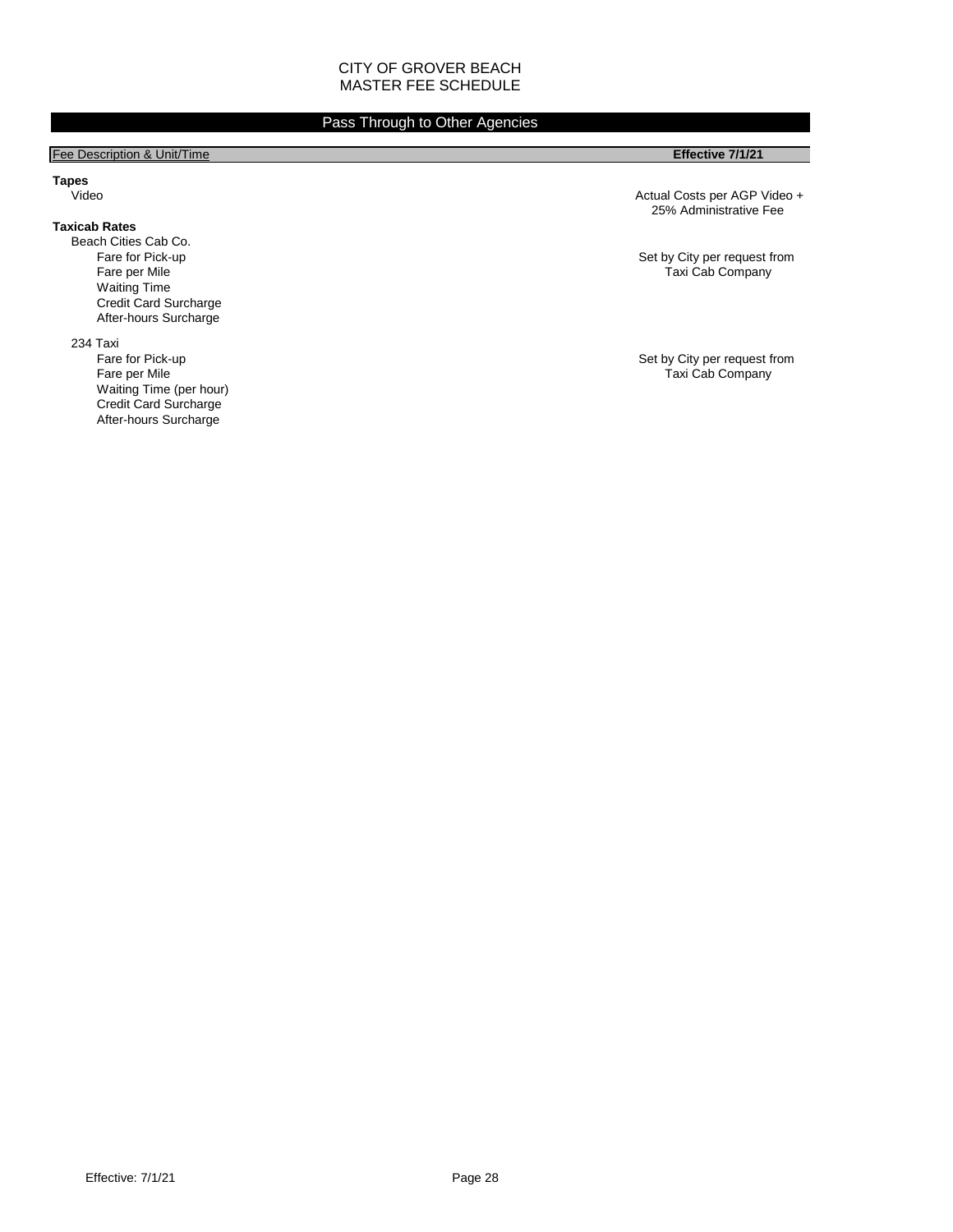CITY OF GROVER BEACH
MASTER FEE SCHEDULE

## Pass Through to Other Agencies

| Fee Description & Unit/Time | Effective 7/1/21 |
|---|---|
| **Tapes** | |
| Video | Actual Costs per AGP Video + 25% Administrative Fee |
| **Taxicab Rates** | |
| Beach Cities Cab Co. | |
| Fare for Pick-up | Set by City per request from Taxi Cab Company |
| Fare per Mile | |
| Waiting Time | |
| Credit Card Surcharge | |
| After-hours Surcharge | |
| 234 Taxi | |
| Fare for Pick-up | Set by City per request from Taxi Cab Company |
| Fare per Mile | |
| Waiting Time (per hour) | |
| Credit Card Surcharge | |
| After-hours Surcharge | |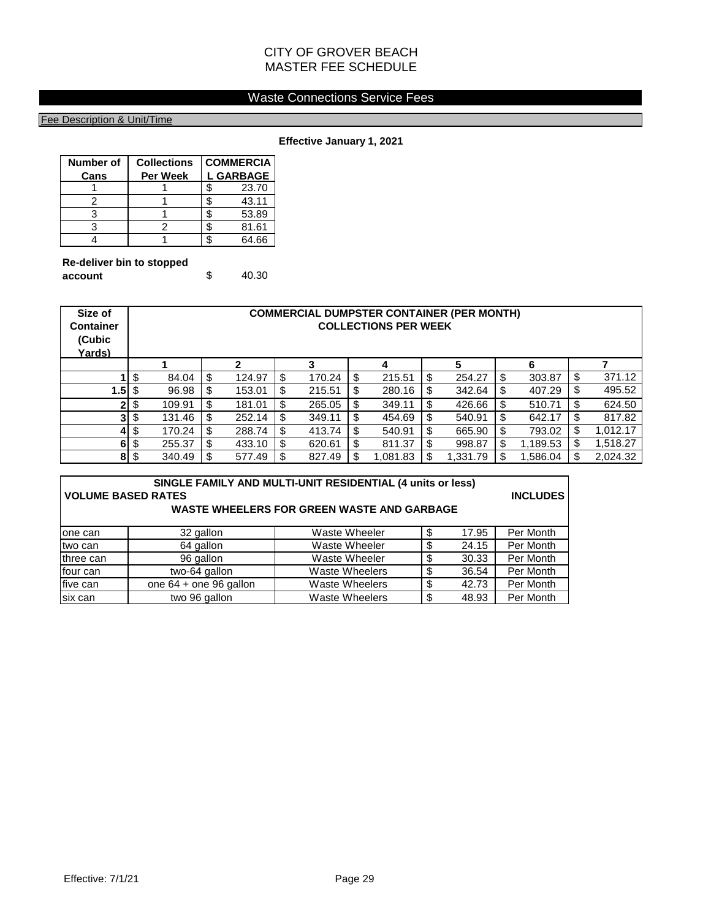# CITY OF GROVER BEACH
# MASTER FEE SCHEDULE

## Waste Connections Service Fees

Fee Description & Unit/Time

**Effective January 1, 2021**

| Number of Cans | Collections Per Week | COMMERCIAL GARBAGE |
|---|---|---|
| 1 | 1 | $ 23.70 |
| 2 | 1 | $ 43.11 |
| 3 | 1 | $ 53.89 |
| 3 | 2 | $ 81.61 |
| 4 | 1 | $ 64.66 |

**Re-deliver bin to stopped account** $ 40.30

| Size of Container (Cubic Yards) | COMMERCIAL DUMPSTER CONTAINER (PER MONTH) COLLECTIONS PER WEEK | | | | | | |
|---|---|---|---|---|---|---|---|
| | 1 | 2 | 3 | 4 | 5 | 6 | 7 |
| 1 | $ 84.04 | $ 124.97 | $ 170.24 | $ 215.51 | $ 254.27 | $ 303.87 | $ 371.12 |
| 1.5 | $ 96.98 | $ 153.01 | $ 215.51 | $ 280.16 | $ 342.64 | $ 407.29 | $ 495.52 |
| 2 | $ 109.91 | $ 181.01 | $ 265.05 | $ 349.11 | $ 426.66 | $ 510.71 | $ 624.50 |
| 3 | $ 131.46 | $ 252.14 | $ 349.11 | $ 454.69 | $ 540.91 | $ 642.17 | $ 817.82 |
| 4 | $ 170.24 | $ 288.74 | $ 413.74 | $ 540.91 | $ 665.90 | $ 793.02 | $ 1,012.17 |
| 6 | $ 255.37 | $ 433.10 | $ 620.61 | $ 811.37 | $ 998.87 | $ 1,189.53 | $ 1,518.27 |
| 8 | $ 340.49 | $ 577.49 | $ 827.49 | $ 1,081.83 | $ 1,331.79 | $ 1,586.04 | $ 2,024.32 |

| SINGLE FAMILY AND MULTI-UNIT RESIDENTIAL (4 units or less) VOLUME BASED RATES — WASTE WHEELERS FOR GREEN WASTE AND GARBAGE | | INCLUDES | | |
|---|---|---|---|---|
| one can | 32 gallon | Waste Wheeler | $ 17.95 | Per Month |
| two can | 64 gallon | Waste Wheeler | $ 24.15 | Per Month |
| three can | 96 gallon | Waste Wheeler | $ 30.33 | Per Month |
| four can | two-64 gallon | Waste Wheelers | $ 36.54 | Per Month |
| five can | one 64 + one 96 gallon | Waste Wheelers | $ 42.73 | Per Month |
| six can | two 96 gallon | Waste Wheelers | $ 48.93 | Per Month |

Effective: 7/1/21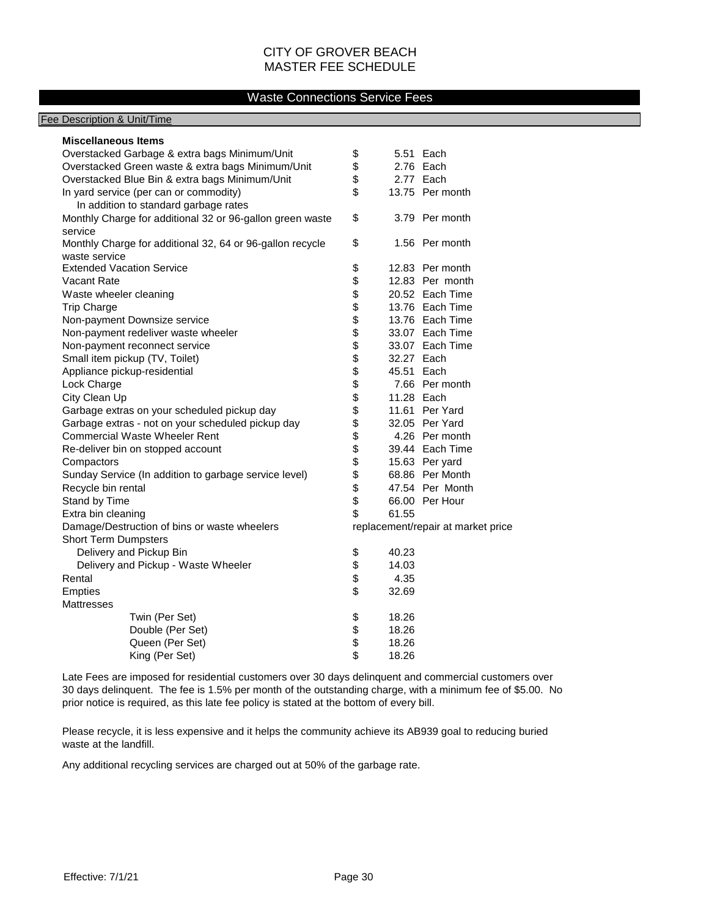# CITY OF GROVER BEACH
## MASTER FEE SCHEDULE

### Waste Connections Service Fees

| Fee Description & Unit/Time | | | |
|---|---|---|---|
| **Miscellaneous Items** | | | |
| Overstacked Garbage & extra bags Minimum/Unit | $ | 5.51 | Each |
| Overstacked Green waste & extra bags Minimum/Unit | $ | 2.76 | Each |
| Overstacked Blue Bin & extra bags Minimum/Unit | $ | 2.77 | Each |
| In yard service (per can or commodity) In addition to standard garbage rates | $ | 13.75 | Per month |
| Monthly Charge for additional 32 or 96-gallon green waste service | $ | 3.79 | Per month |
| Monthly Charge for additional 32, 64 or 96-gallon recycle waste service | $ | 1.56 | Per month |
| Extended Vacation Service | $ | 12.83 | Per month |
| Vacant Rate | $ | 12.83 | Per month |
| Waste wheeler cleaning | $ | 20.52 | Each Time |
| Trip Charge | $ | 13.76 | Each Time |
| Non-payment Downsize service | $ | 13.76 | Each Time |
| Non-payment redeliver waste wheeler | $ | 33.07 | Each Time |
| Non-payment reconnect service | $ | 33.07 | Each Time |
| Small item pickup (TV, Toilet) | $ | 32.27 | Each |
| Appliance pickup-residential | $ | 45.51 | Each |
| Lock Charge | $ | 7.66 | Per month |
| City Clean Up | $ | 11.28 | Each |
| Garbage extras on your scheduled pickup day | $ | 11.61 | Per Yard |
| Garbage extras - not on your scheduled pickup day | $ | 32.05 | Per Yard |
| Commercial Waste Wheeler Rent | $ | 4.26 | Per month |
| Re-deliver bin on stopped account | $ | 39.44 | Each Time |
| Compactors | $ | 15.63 | Per yard |
| Sunday Service (In addition to garbage service level) | $ | 68.86 | Per Month |
| Recycle bin rental | $ | 47.54 | Per Month |
| Stand by Time | $ | 66.00 | Per Hour |
| Extra bin cleaning | $ | 61.55 | |
| Damage/Destruction of bins or waste wheelers | replacement/repair at market price | | |
| Short Term Dumpsters | | | |
| Delivery and Pickup Bin | $ | 40.23 | |
| Delivery and Pickup - Waste Wheeler | $ | 14.03 | |
| Rental | $ | 4.35 | |
| Empties | $ | 32.69 | |
| Mattresses | | | |
| Twin (Per Set) | $ | 18.26 | |
| Double (Per Set) | $ | 18.26 | |
| Queen (Per Set) | $ | 18.26 | |
| King (Per Set) | $ | 18.26 | |

Late Fees are imposed for residential customers over 30 days delinquent and commercial customers over 30 days delinquent. The fee is 1.5% per month of the outstanding charge, with a minimum fee of $5.00. No prior notice is required, as this late fee policy is stated at the bottom of every bill.

Please recycle, it is less expensive and it helps the community achieve its AB939 goal to reducing buried waste at the landfill.

Any additional recycling services are charged out at 50% of the garbage rate.

Effective: 7/1/21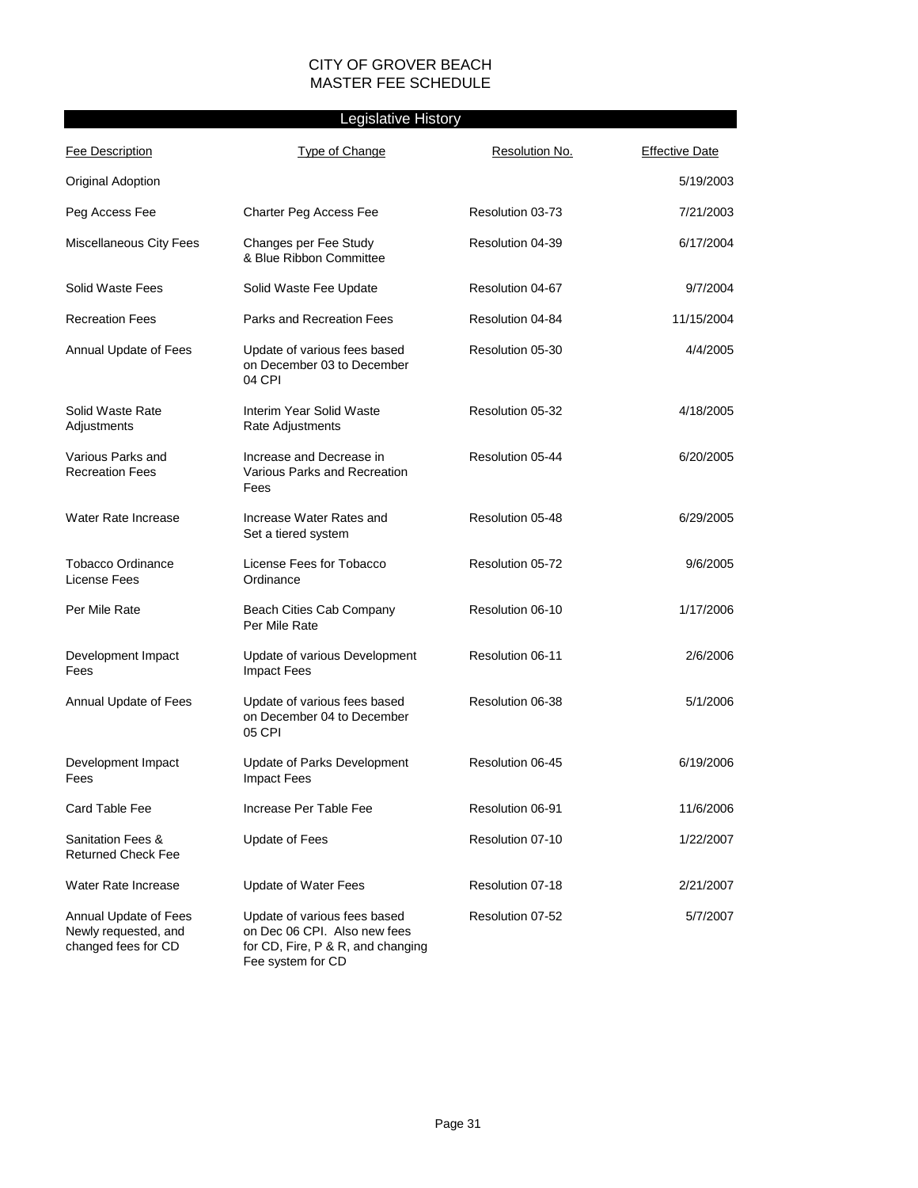# CITY OF GROVER BEACH
# MASTER FEE SCHEDULE

## Legislative History

| Fee Description | Type of Change | Resolution No. | Effective Date |
|---|---|---|---|
| Original Adoption | | | 5/19/2003 |
| Peg Access Fee | Charter Peg Access Fee | Resolution 03-73 | 7/21/2003 |
| Miscellaneous City Fees | Changes per Fee Study & Blue Ribbon Committee | Resolution 04-39 | 6/17/2004 |
| Solid Waste Fees | Solid Waste Fee Update | Resolution 04-67 | 9/7/2004 |
| Recreation Fees | Parks and Recreation Fees | Resolution 04-84 | 11/15/2004 |
| Annual Update of Fees | Update of various fees based on December 03 to December 04 CPI | Resolution 05-30 | 4/4/2005 |
| Solid Waste Rate Adjustments | Interim Year Solid Waste Rate Adjustments | Resolution 05-32 | 4/18/2005 |
| Various Parks and Recreation Fees | Increase and Decrease in Various Parks and Recreation Fees | Resolution 05-44 | 6/20/2005 |
| Water Rate Increase | Increase Water Rates and Set a tiered system | Resolution 05-48 | 6/29/2005 |
| Tobacco Ordinance License Fees | License Fees for Tobacco Ordinance | Resolution 05-72 | 9/6/2005 |
| Per Mile Rate | Beach Cities Cab Company Per Mile Rate | Resolution 06-10 | 1/17/2006 |
| Development Impact Fees | Update of various Development Impact Fees | Resolution 06-11 | 2/6/2006 |
| Annual Update of Fees | Update of various fees based on December 04 to December 05 CPI | Resolution 06-38 | 5/1/2006 |
| Development Impact Fees | Update of Parks Development Impact Fees | Resolution 06-45 | 6/19/2006 |
| Card Table Fee | Increase Per Table Fee | Resolution 06-91 | 11/6/2006 |
| Sanitation Fees & Returned Check Fee | Update of Fees | Resolution 07-10 | 1/22/2007 |
| Water Rate Increase | Update of Water Fees | Resolution 07-18 | 2/21/2007 |
| Annual Update of Fees Newly requested, and changed fees for CD | Update of various fees based on Dec 06 CPI. Also new fees for CD, Fire, P & R, and changing Fee system for CD | Resolution 07-52 | 5/7/2007 |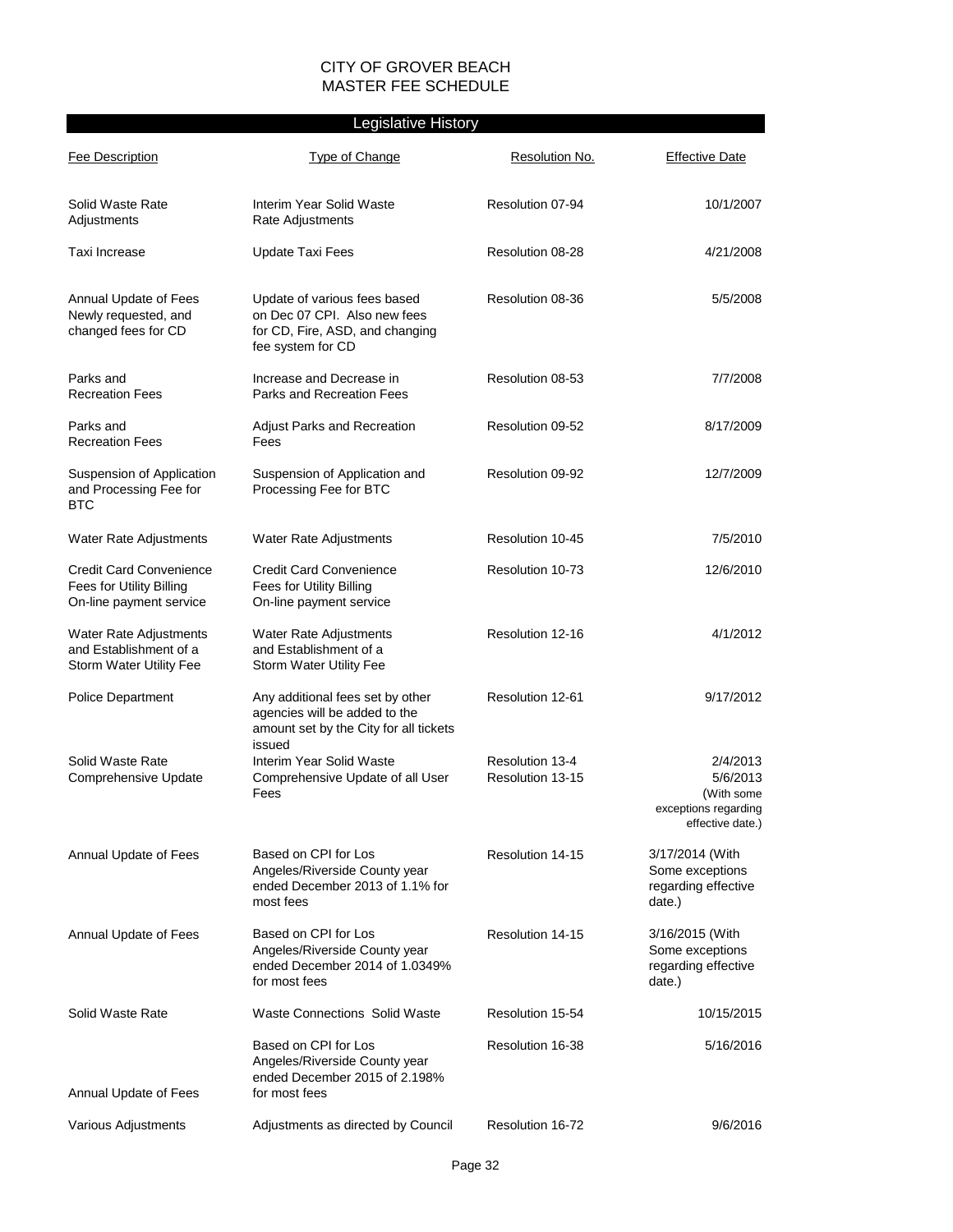# CITY OF GROVER BEACH
# MASTER FEE SCHEDULE

## Legislative History

| Fee Description | Type of Change | Resolution No. | Effective Date |
|---|---|---|---|
| Solid Waste Rate Adjustments | Interim Year Solid Waste Rate Adjustments | Resolution 07-94 | 10/1/2007 |
| Taxi Increase | Update Taxi Fees | Resolution 08-28 | 4/21/2008 |
| Annual Update of Fees Newly requested, and changed fees for CD | Update of various fees based on Dec 07 CPI. Also new fees for CD, Fire, ASD, and changing fee system for CD | Resolution 08-36 | 5/5/2008 |
| Parks and Recreation Fees | Increase and Decrease in Parks and Recreation Fees | Resolution 08-53 | 7/7/2008 |
| Parks and Recreation Fees | Adjust Parks and Recreation Fees | Resolution 09-52 | 8/17/2009 |
| Suspension of Application and Processing Fee for BTC | Suspension of Application and Processing Fee for BTC | Resolution 09-92 | 12/7/2009 |
| Water Rate Adjustments | Water Rate Adjustments | Resolution 10-45 | 7/5/2010 |
| Credit Card Convenience Fees for Utility Billing On-line payment service | Credit Card Convenience Fees for Utility Billing On-line payment service | Resolution 10-73 | 12/6/2010 |
| Water Rate Adjustments and Establishment of a Storm Water Utility Fee | Water Rate Adjustments and Establishment of a Storm Water Utility Fee | Resolution 12-16 | 4/1/2012 |
| Police Department | Any additional fees set by other agencies will be added to the amount set by the City for all tickets issued | Resolution 12-61 | 9/17/2012 |
| Solid Waste Rate Comprehensive Update | Interim Year Solid Waste Comprehensive Update of all User Fees | Resolution 13-4<br>Resolution 13-15 | 2/4/2013<br>5/6/2013<br>(With some exceptions regarding effective date.) |
| Annual Update of Fees | Based on CPI for Los Angeles/Riverside County year ended December 2013 of 1.1% for most fees | Resolution 14-15 | 3/17/2014 (With Some exceptions regarding effective date.) |
| Annual Update of Fees | Based on CPI for Los Angeles/Riverside County year ended December 2014 of 1.0349% for most fees | Resolution 14-15 | 3/16/2015 (With Some exceptions regarding effective date.) |
| Solid Waste Rate | Waste Connections Solid Waste | Resolution 15-54 | 10/15/2015 |
| Annual Update of Fees | Based on CPI for Los Angeles/Riverside County year ended December 2015 of 2.198% for most fees | Resolution 16-38 | 5/16/2016 |
| Various Adjustments | Adjustments as directed by Council | Resolution 16-72 | 9/6/2016 |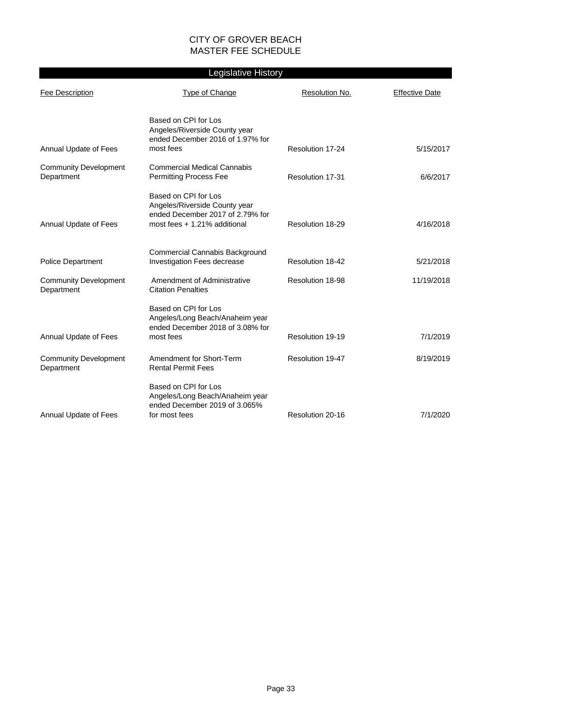CITY OF GROVER BEACH
MASTER FEE SCHEDULE

## Legislative History

| Fee Description | Type of Change | Resolution No. | Effective Date |
|---|---|---|---|
| Annual Update of Fees | Based on CPI for Los Angeles/Riverside County year ended December 2016 of 1.97% for most fees | Resolution 17-24 | 5/15/2017 |
| Community Development Department | Commercial Medical Cannabis Permitting Process Fee | Resolution 17-31 | 6/6/2017 |
| Annual Update of Fees | Based on CPI for Los Angeles/Riverside County year ended December 2017 of 2.79% for most fees + 1.21% additional | Resolution 18-29 | 4/16/2018 |
| Police Department | Commercial Cannabis Background Investigation Fees decrease | Resolution 18-42 | 5/21/2018 |
| Community Development Department | Amendment of Administrative Citation Penalties | Resolution 18-98 | 11/19/2018 |
| Annual Update of Fees | Based on CPI for Los Angeles/Long Beach/Anaheim year ended December 2018 of 3.08% for most fees | Resolution 19-19 | 7/1/2019 |
| Community Development Department | Amendment for Short-Term Rental Permit Fees | Resolution 19-47 | 8/19/2019 |
| Annual Update of Fees | Based on CPI for Los Angeles/Long Beach/Anaheim year ended December 2019 of 3.065% for most fees | Resolution 20-16 | 7/1/2020 |